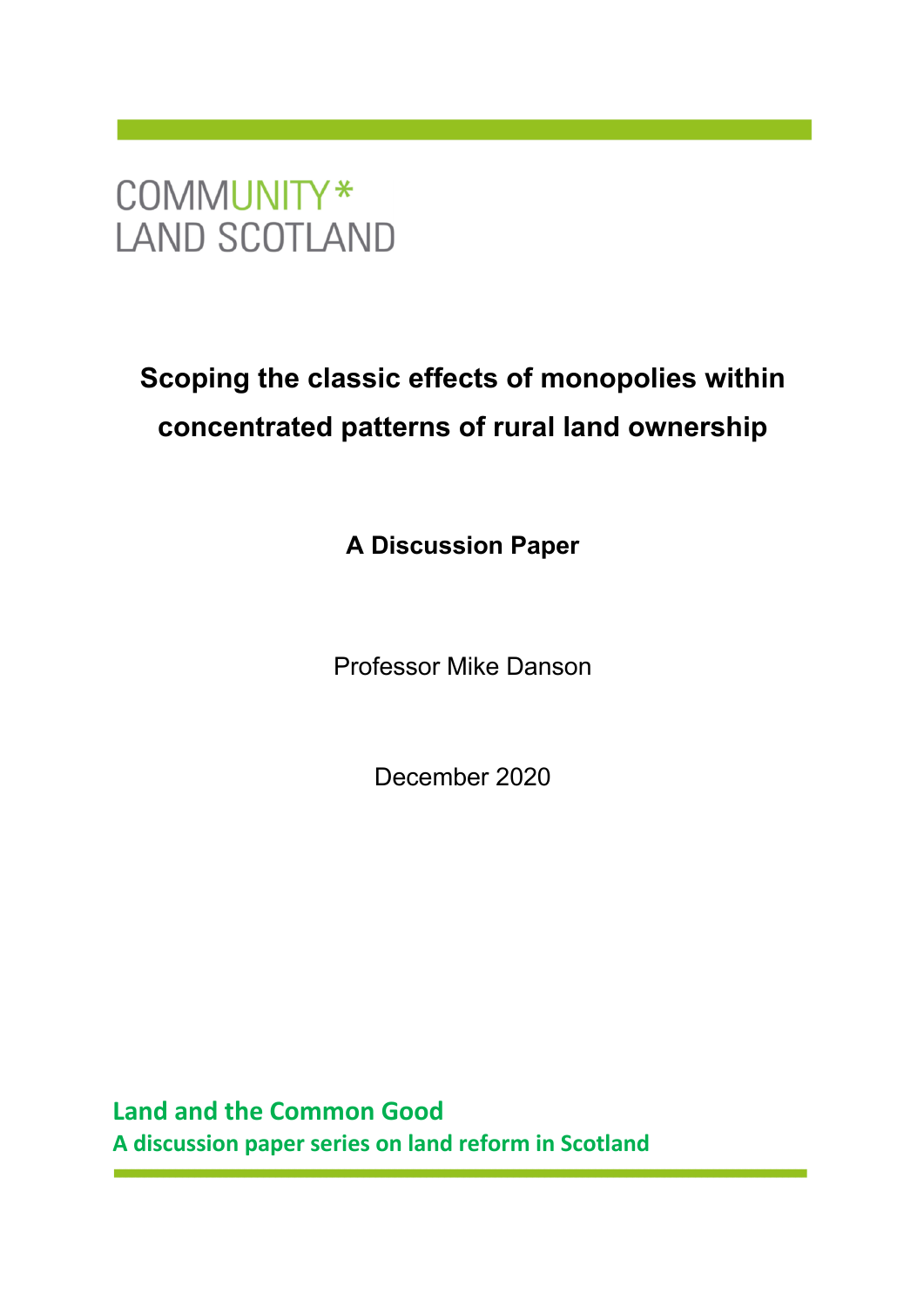COMMUNITY*
LAND SCOTLAND

# Scoping the classic effects of monopolies within concentrated patterns of rural land ownership

**A Discussion Paper**

Professor Mike Danson

December 2020

**Land and the Common Good**
**A discussion paper series on land reform in Scotland**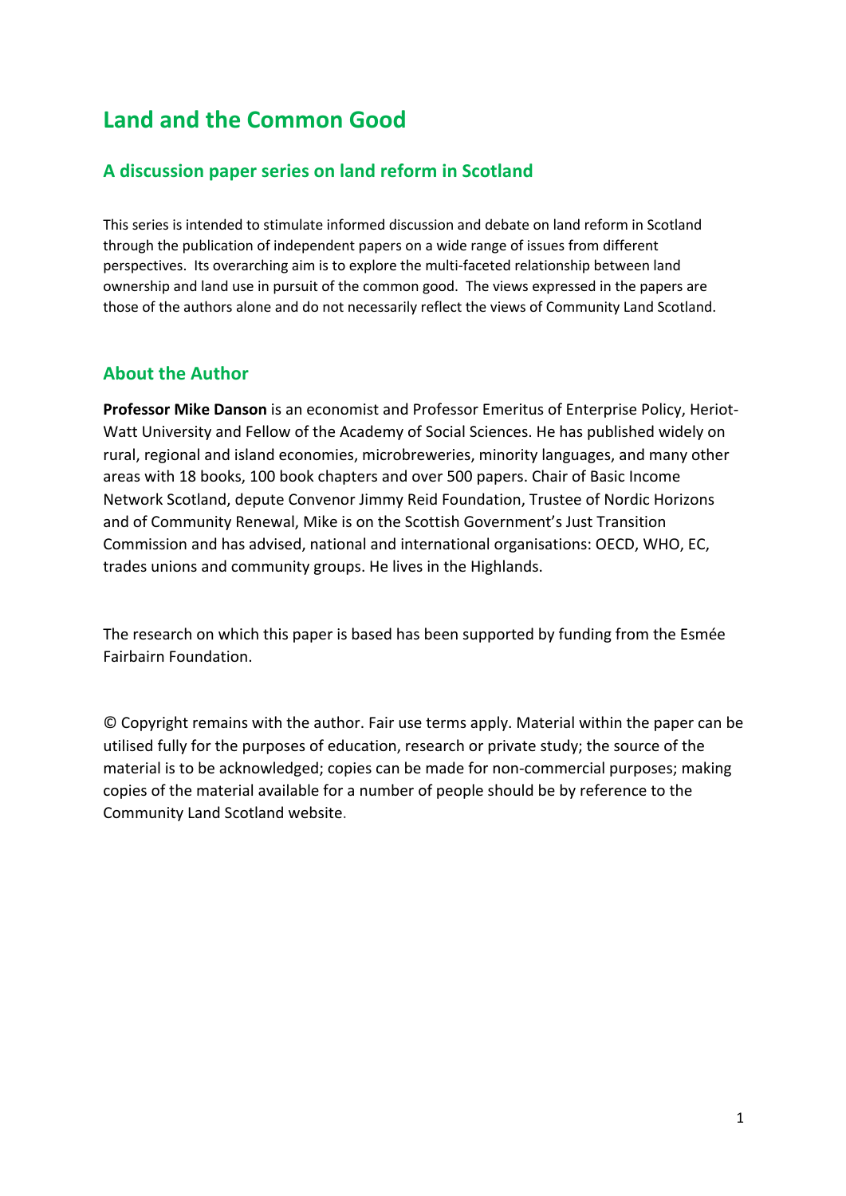# Land and the Common Good

## A discussion paper series on land reform in Scotland

This series is intended to stimulate informed discussion and debate on land reform in Scotland through the publication of independent papers on a wide range of issues from different perspectives. Its overarching aim is to explore the multi-faceted relationship between land ownership and land use in pursuit of the common good. The views expressed in the papers are those of the authors alone and do not necessarily reflect the views of Community Land Scotland.

## About the Author

**Professor Mike Danson** is an economist and Professor Emeritus of Enterprise Policy, Heriot-Watt University and Fellow of the Academy of Social Sciences. He has published widely on rural, regional and island economies, microbreweries, minority languages, and many other areas with 18 books, 100 book chapters and over 500 papers. Chair of Basic Income Network Scotland, depute Convenor Jimmy Reid Foundation, Trustee of Nordic Horizons and of Community Renewal, Mike is on the Scottish Government's Just Transition Commission and has advised, national and international organisations: OECD, WHO, EC, trades unions and community groups. He lives in the Highlands.

The research on which this paper is based has been supported by funding from the Esmée Fairbairn Foundation.

© Copyright remains with the author. Fair use terms apply. Material within the paper can be utilised fully for the purposes of education, research or private study; the source of the material is to be acknowledged; copies can be made for non-commercial purposes; making copies of the material available for a number of people should be by reference to the Community Land Scotland website.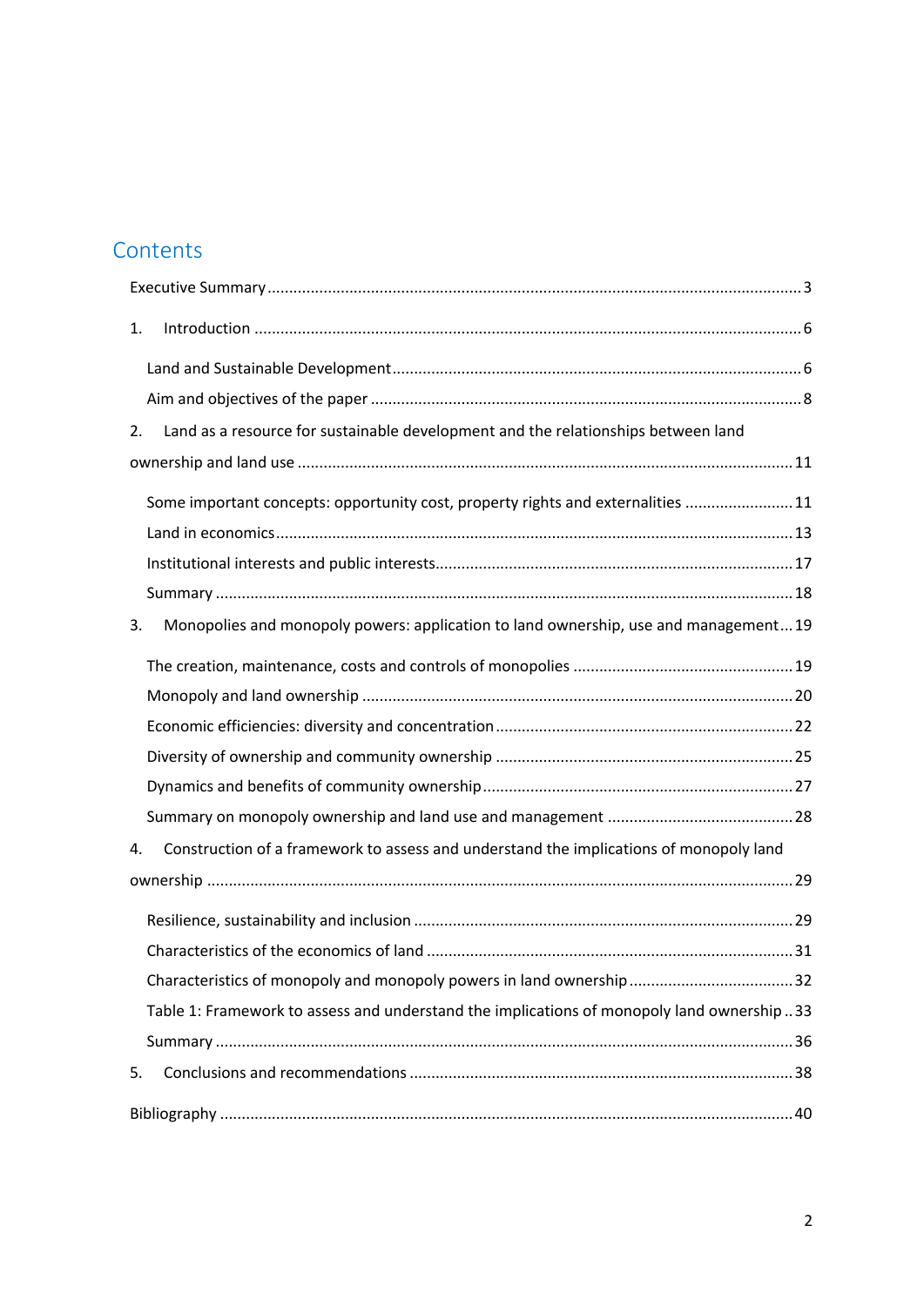# Contents

Executive Summary ........................................................................................................ 3

1. Introduction ........................................................................................................ 6

   Land and Sustainable Development ........................................................................ 6

   Aim and objectives of the paper ........................................................................... 8

2. Land as a resource for sustainable development and the relationships between land ownership and land use ........................................................................................ 11

   Some important concepts: opportunity cost, property rights and externalities .................... 11

   Land in economics ................................................................................................ 13

   Institutional interests and public interests ............................................................ 17

   Summary ............................................................................................................. 18

3. Monopolies and monopoly powers: application to land ownership, use and management ... 19

   The creation, maintenance, costs and controls of monopolies ...................................... 19

   Monopoly and land ownership ................................................................................ 20

   Economic efficiencies: diversity and concentration .................................................. 22

   Diversity of ownership and community ownership .................................................. 25

   Dynamics and benefits of community ownership ...................................................... 27

   Summary on monopoly ownership and land use and management ................................ 28

4. Construction of a framework to assess and understand the implications of monopoly land ownership ...................................................................................................... 29

   Resilience, sustainability and inclusion .................................................................. 29

   Characteristics of the economics of land ................................................................ 31

   Characteristics of monopoly and monopoly powers in land ownership ......................... 32

   Table 1: Framework to assess and understand the implications of monopoly land ownership .. 33

   Summary ............................................................................................................. 36

5. Conclusions and recommendations ........................................................................ 38

Bibliography ............................................................................................................ 40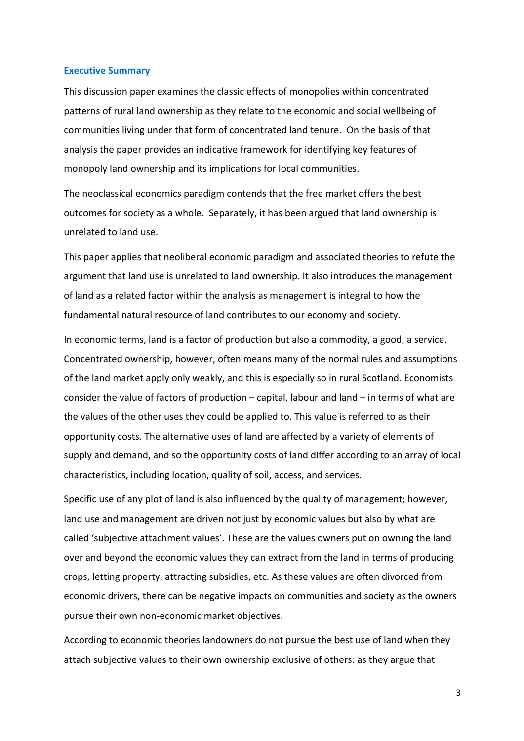## Executive Summary

This discussion paper examines the classic effects of monopolies within concentrated patterns of rural land ownership as they relate to the economic and social wellbeing of communities living under that form of concentrated land tenure. On the basis of that analysis the paper provides an indicative framework for identifying key features of monopoly land ownership and its implications for local communities.

The neoclassical economics paradigm contends that the free market offers the best outcomes for society as a whole. Separately, it has been argued that land ownership is unrelated to land use.

This paper applies that neoliberal economic paradigm and associated theories to refute the argument that land use is unrelated to land ownership. It also introduces the management of land as a related factor within the analysis as management is integral to how the fundamental natural resource of land contributes to our economy and society.

In economic terms, land is a factor of production but also a commodity, a good, a service. Concentrated ownership, however, often means many of the normal rules and assumptions of the land market apply only weakly, and this is especially so in rural Scotland. Economists consider the value of factors of production – capital, labour and land – in terms of what are the values of the other uses they could be applied to. This value is referred to as their opportunity costs. The alternative uses of land are affected by a variety of elements of supply and demand, and so the opportunity costs of land differ according to an array of local characteristics, including location, quality of soil, access, and services.

Specific use of any plot of land is also influenced by the quality of management; however, land use and management are driven not just by economic values but also by what are called 'subjective attachment values'. These are the values owners put on owning the land over and beyond the economic values they can extract from the land in terms of producing crops, letting property, attracting subsidies, etc. As these values are often divorced from economic drivers, there can be negative impacts on communities and society as the owners pursue their own non-economic market objectives.

According to economic theories landowners do not pursue the best use of land when they attach subjective values to their own ownership exclusive of others: as they argue that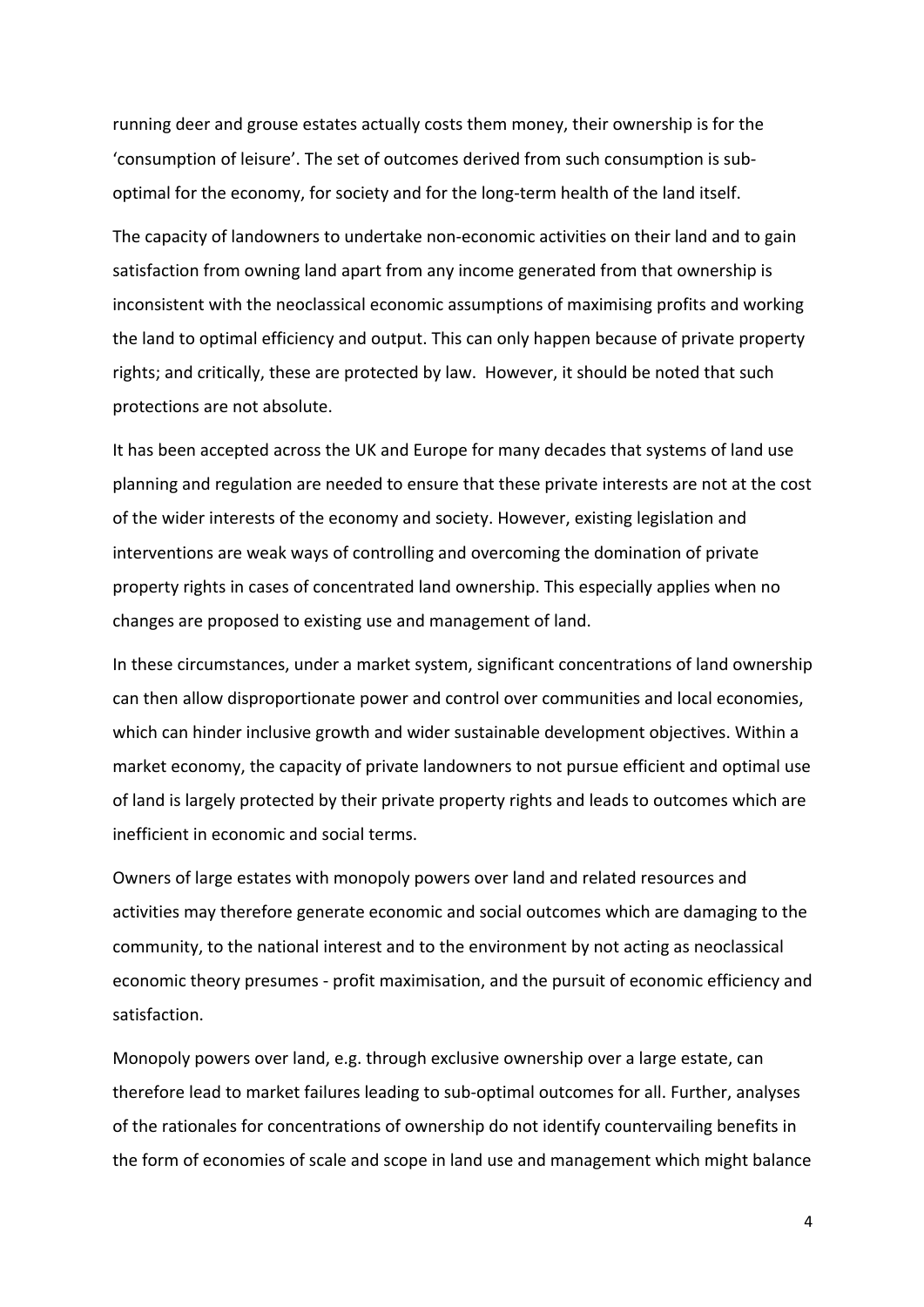running deer and grouse estates actually costs them money, their ownership is for the 'consumption of leisure'. The set of outcomes derived from such consumption is sub-optimal for the economy, for society and for the long-term health of the land itself.

The capacity of landowners to undertake non-economic activities on their land and to gain satisfaction from owning land apart from any income generated from that ownership is inconsistent with the neoclassical economic assumptions of maximising profits and working the land to optimal efficiency and output. This can only happen because of private property rights; and critically, these are protected by law. However, it should be noted that such protections are not absolute.

It has been accepted across the UK and Europe for many decades that systems of land use planning and regulation are needed to ensure that these private interests are not at the cost of the wider interests of the economy and society. However, existing legislation and interventions are weak ways of controlling and overcoming the domination of private property rights in cases of concentrated land ownership. This especially applies when no changes are proposed to existing use and management of land.

In these circumstances, under a market system, significant concentrations of land ownership can then allow disproportionate power and control over communities and local economies, which can hinder inclusive growth and wider sustainable development objectives. Within a market economy, the capacity of private landowners to not pursue efficient and optimal use of land is largely protected by their private property rights and leads to outcomes which are inefficient in economic and social terms.

Owners of large estates with monopoly powers over land and related resources and activities may therefore generate economic and social outcomes which are damaging to the community, to the national interest and to the environment by not acting as neoclassical economic theory presumes - profit maximisation, and the pursuit of economic efficiency and satisfaction.

Monopoly powers over land, e.g. through exclusive ownership over a large estate, can therefore lead to market failures leading to sub-optimal outcomes for all. Further, analyses of the rationales for concentrations of ownership do not identify countervailing benefits in the form of economies of scale and scope in land use and management which might balance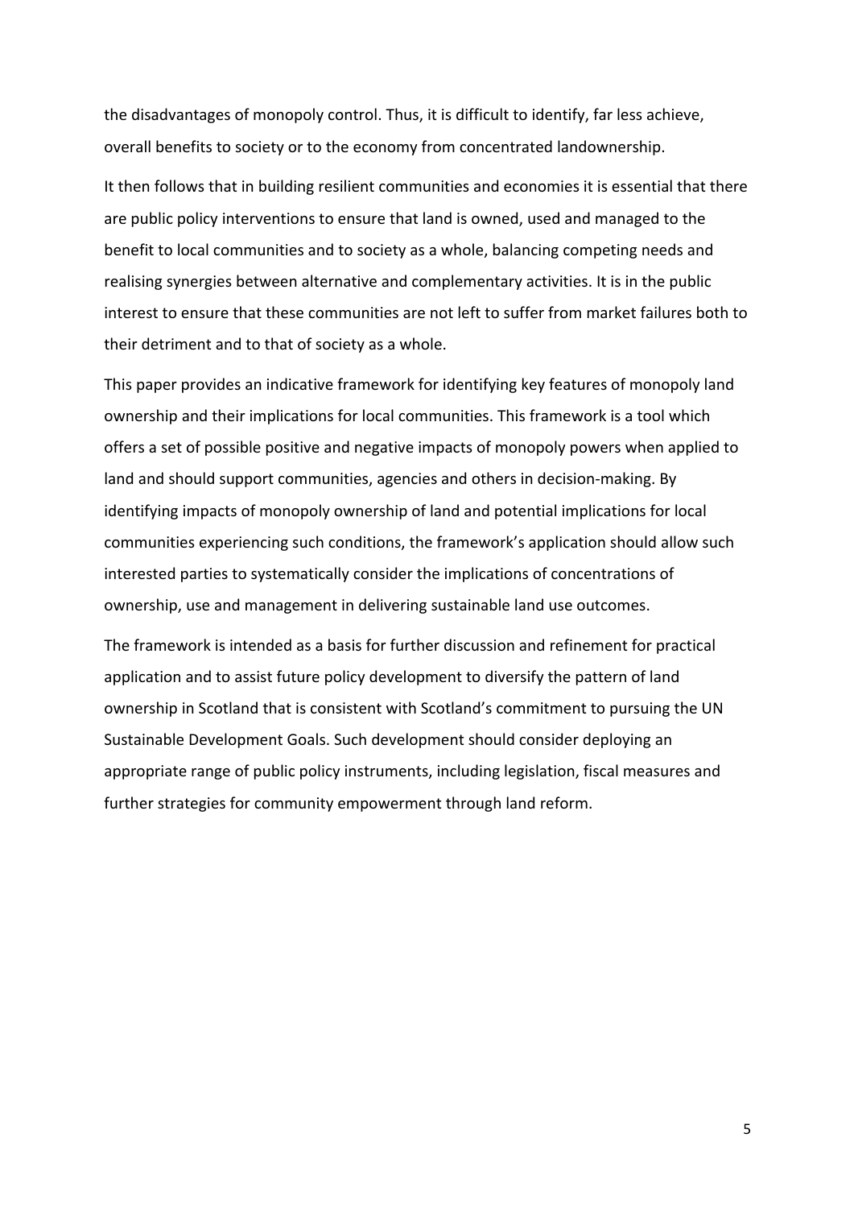the disadvantages of monopoly control. Thus, it is difficult to identify, far less achieve, overall benefits to society or to the economy from concentrated landownership.

It then follows that in building resilient communities and economies it is essential that there are public policy interventions to ensure that land is owned, used and managed to the benefit to local communities and to society as a whole, balancing competing needs and realising synergies between alternative and complementary activities. It is in the public interest to ensure that these communities are not left to suffer from market failures both to their detriment and to that of society as a whole.

This paper provides an indicative framework for identifying key features of monopoly land ownership and their implications for local communities. This framework is a tool which offers a set of possible positive and negative impacts of monopoly powers when applied to land and should support communities, agencies and others in decision-making. By identifying impacts of monopoly ownership of land and potential implications for local communities experiencing such conditions, the framework's application should allow such interested parties to systematically consider the implications of concentrations of ownership, use and management in delivering sustainable land use outcomes.

The framework is intended as a basis for further discussion and refinement for practical application and to assist future policy development to diversify the pattern of land ownership in Scotland that is consistent with Scotland's commitment to pursuing the UN Sustainable Development Goals. Such development should consider deploying an appropriate range of public policy instruments, including legislation, fiscal measures and further strategies for community empowerment through land reform.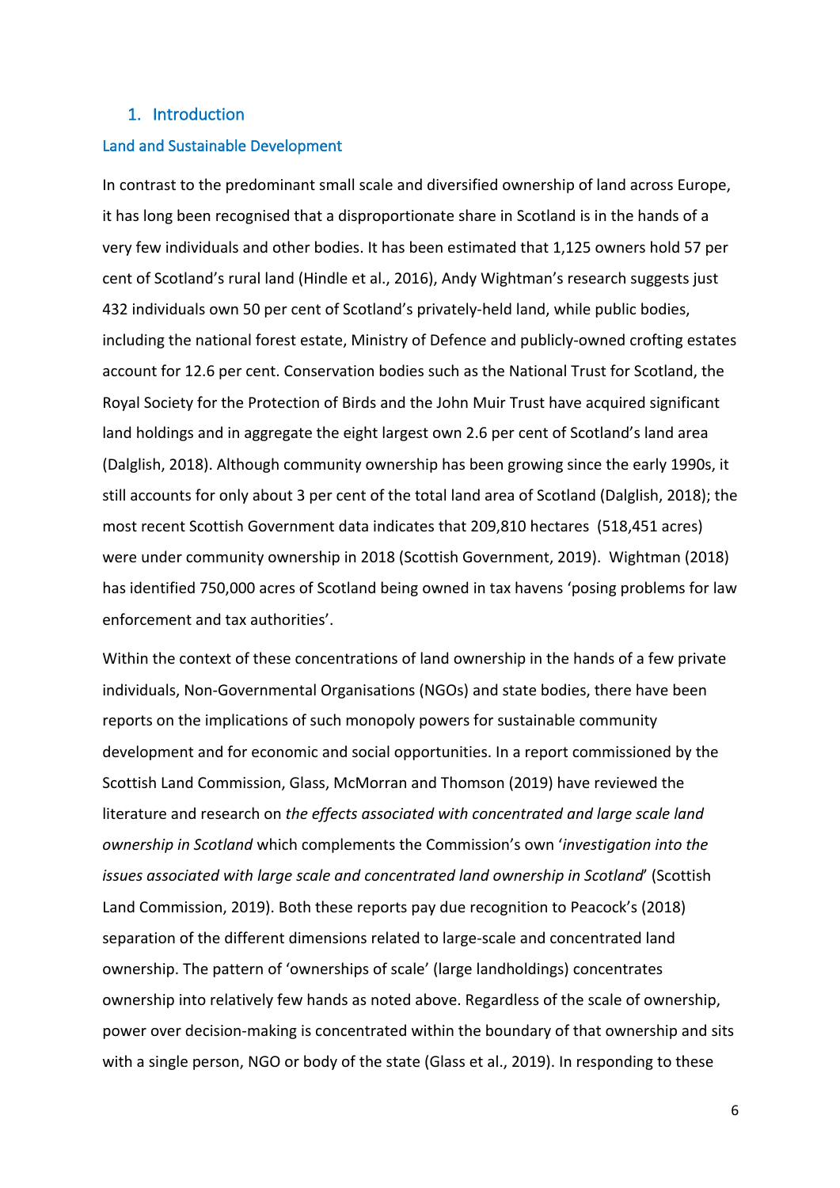## 1. Introduction

### Land and Sustainable Development

In contrast to the predominant small scale and diversified ownership of land across Europe, it has long been recognised that a disproportionate share in Scotland is in the hands of a very few individuals and other bodies. It has been estimated that 1,125 owners hold 57 per cent of Scotland's rural land (Hindle et al., 2016), Andy Wightman's research suggests just 432 individuals own 50 per cent of Scotland's privately-held land, while public bodies, including the national forest estate, Ministry of Defence and publicly-owned crofting estates account for 12.6 per cent. Conservation bodies such as the National Trust for Scotland, the Royal Society for the Protection of Birds and the John Muir Trust have acquired significant land holdings and in aggregate the eight largest own 2.6 per cent of Scotland's land area (Dalglish, 2018). Although community ownership has been growing since the early 1990s, it still accounts for only about 3 per cent of the total land area of Scotland (Dalglish, 2018); the most recent Scottish Government data indicates that 209,810 hectares (518,451 acres) were under community ownership in 2018 (Scottish Government, 2019). Wightman (2018) has identified 750,000 acres of Scotland being owned in tax havens 'posing problems for law enforcement and tax authorities'.

Within the context of these concentrations of land ownership in the hands of a few private individuals, Non-Governmental Organisations (NGOs) and state bodies, there have been reports on the implications of such monopoly powers for sustainable community development and for economic and social opportunities. In a report commissioned by the Scottish Land Commission, Glass, McMorran and Thomson (2019) have reviewed the literature and research on *the effects associated with concentrated and large scale land ownership in Scotland* which complements the Commission's own '*investigation into the issues associated with large scale and concentrated land ownership in Scotland*' (Scottish Land Commission, 2019). Both these reports pay due recognition to Peacock's (2018) separation of the different dimensions related to large-scale and concentrated land ownership. The pattern of 'ownerships of scale' (large landholdings) concentrates ownership into relatively few hands as noted above. Regardless of the scale of ownership, power over decision-making is concentrated within the boundary of that ownership and sits with a single person, NGO or body of the state (Glass et al., 2019). In responding to these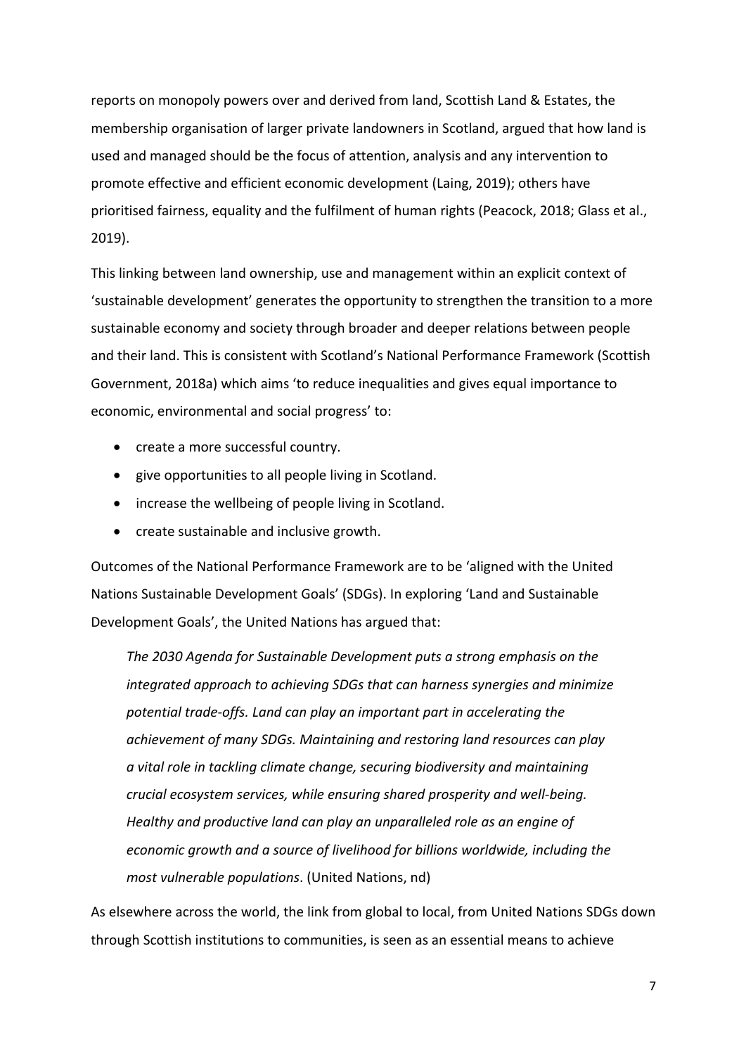reports on monopoly powers over and derived from land, Scottish Land & Estates, the membership organisation of larger private landowners in Scotland, argued that how land is used and managed should be the focus of attention, analysis and any intervention to promote effective and efficient economic development (Laing, 2019); others have prioritised fairness, equality and the fulfilment of human rights (Peacock, 2018; Glass et al., 2019).

This linking between land ownership, use and management within an explicit context of 'sustainable development' generates the opportunity to strengthen the transition to a more sustainable economy and society through broader and deeper relations between people and their land. This is consistent with Scotland's National Performance Framework (Scottish Government, 2018a) which aims 'to reduce inequalities and gives equal importance to economic, environmental and social progress' to:

- create a more successful country.
- give opportunities to all people living in Scotland.
- increase the wellbeing of people living in Scotland.
- create sustainable and inclusive growth.

Outcomes of the National Performance Framework are to be 'aligned with the United Nations Sustainable Development Goals' (SDGs). In exploring 'Land and Sustainable Development Goals', the United Nations has argued that:

> *The 2030 Agenda for Sustainable Development puts a strong emphasis on the integrated approach to achieving SDGs that can harness synergies and minimize potential trade-offs. Land can play an important part in accelerating the achievement of many SDGs. Maintaining and restoring land resources can play a vital role in tackling climate change, securing biodiversity and maintaining crucial ecosystem services, while ensuring shared prosperity and well-being. Healthy and productive land can play an unparalleled role as an engine of economic growth and a source of livelihood for billions worldwide, including the most vulnerable populations*. (United Nations, nd)

As elsewhere across the world, the link from global to local, from United Nations SDGs down through Scottish institutions to communities, is seen as an essential means to achieve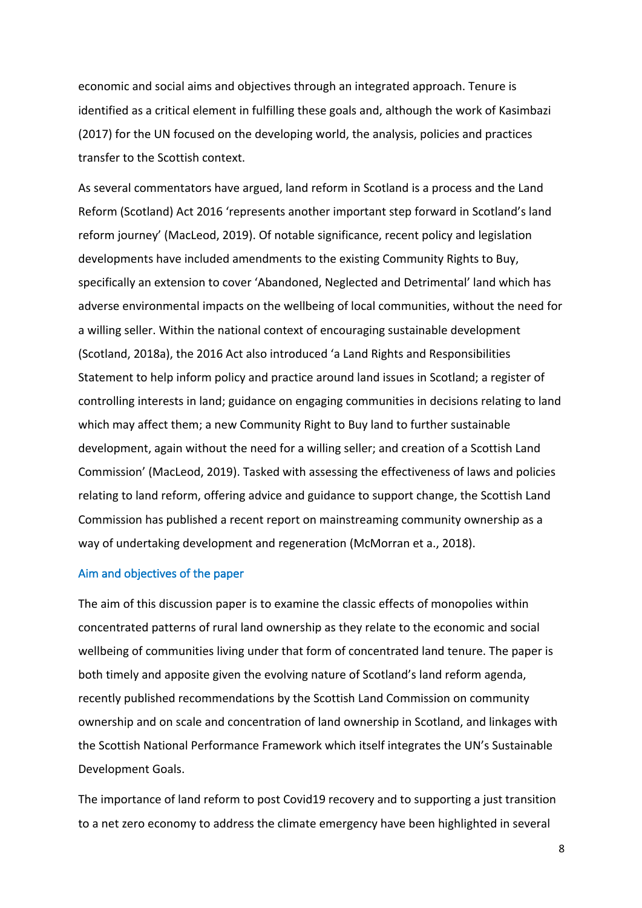economic and social aims and objectives through an integrated approach. Tenure is identified as a critical element in fulfilling these goals and, although the work of Kasimbazi (2017) for the UN focused on the developing world, the analysis, policies and practices transfer to the Scottish context.

As several commentators have argued, land reform in Scotland is a process and the Land Reform (Scotland) Act 2016 'represents another important step forward in Scotland's land reform journey' (MacLeod, 2019). Of notable significance, recent policy and legislation developments have included amendments to the existing Community Rights to Buy, specifically an extension to cover 'Abandoned, Neglected and Detrimental' land which has adverse environmental impacts on the wellbeing of local communities, without the need for a willing seller. Within the national context of encouraging sustainable development (Scotland, 2018a), the 2016 Act also introduced 'a Land Rights and Responsibilities Statement to help inform policy and practice around land issues in Scotland; a register of controlling interests in land; guidance on engaging communities in decisions relating to land which may affect them; a new Community Right to Buy land to further sustainable development, again without the need for a willing seller; and creation of a Scottish Land Commission' (MacLeod, 2019). Tasked with assessing the effectiveness of laws and policies relating to land reform, offering advice and guidance to support change, the Scottish Land Commission has published a recent report on mainstreaming community ownership as a way of undertaking development and regeneration (McMorran et a., 2018).

## Aim and objectives of the paper

The aim of this discussion paper is to examine the classic effects of monopolies within concentrated patterns of rural land ownership as they relate to the economic and social wellbeing of communities living under that form of concentrated land tenure. The paper is both timely and apposite given the evolving nature of Scotland's land reform agenda, recently published recommendations by the Scottish Land Commission on community ownership and on scale and concentration of land ownership in Scotland, and linkages with the Scottish National Performance Framework which itself integrates the UN's Sustainable Development Goals.

The importance of land reform to post Covid19 recovery and to supporting a just transition to a net zero economy to address the climate emergency have been highlighted in several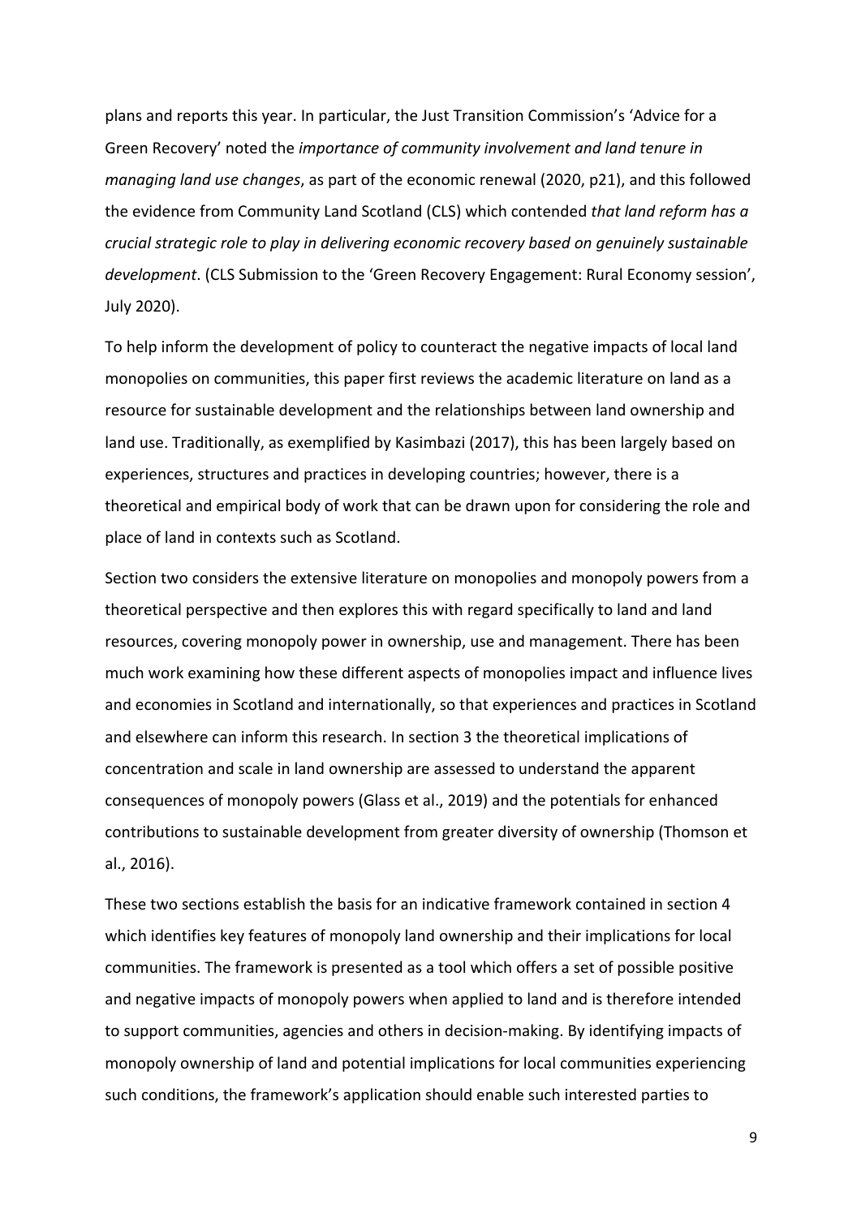plans and reports this year. In particular, the Just Transition Commission's 'Advice for a Green Recovery' noted the *importance of community involvement and land tenure in managing land use changes*, as part of the economic renewal (2020, p21), and this followed the evidence from Community Land Scotland (CLS) which contended *that land reform has a crucial strategic role to play in delivering economic recovery based on genuinely sustainable development*. (CLS Submission to the 'Green Recovery Engagement: Rural Economy session', July 2020).

To help inform the development of policy to counteract the negative impacts of local land monopolies on communities, this paper first reviews the academic literature on land as a resource for sustainable development and the relationships between land ownership and land use. Traditionally, as exemplified by Kasimbazi (2017), this has been largely based on experiences, structures and practices in developing countries; however, there is a theoretical and empirical body of work that can be drawn upon for considering the role and place of land in contexts such as Scotland.

Section two considers the extensive literature on monopolies and monopoly powers from a theoretical perspective and then explores this with regard specifically to land and land resources, covering monopoly power in ownership, use and management. There has been much work examining how these different aspects of monopolies impact and influence lives and economies in Scotland and internationally, so that experiences and practices in Scotland and elsewhere can inform this research. In section 3 the theoretical implications of concentration and scale in land ownership are assessed to understand the apparent consequences of monopoly powers (Glass et al., 2019) and the potentials for enhanced contributions to sustainable development from greater diversity of ownership (Thomson et al., 2016).

These two sections establish the basis for an indicative framework contained in section 4 which identifies key features of monopoly land ownership and their implications for local communities. The framework is presented as a tool which offers a set of possible positive and negative impacts of monopoly powers when applied to land and is therefore intended to support communities, agencies and others in decision-making. By identifying impacts of monopoly ownership of land and potential implications for local communities experiencing such conditions, the framework's application should enable such interested parties to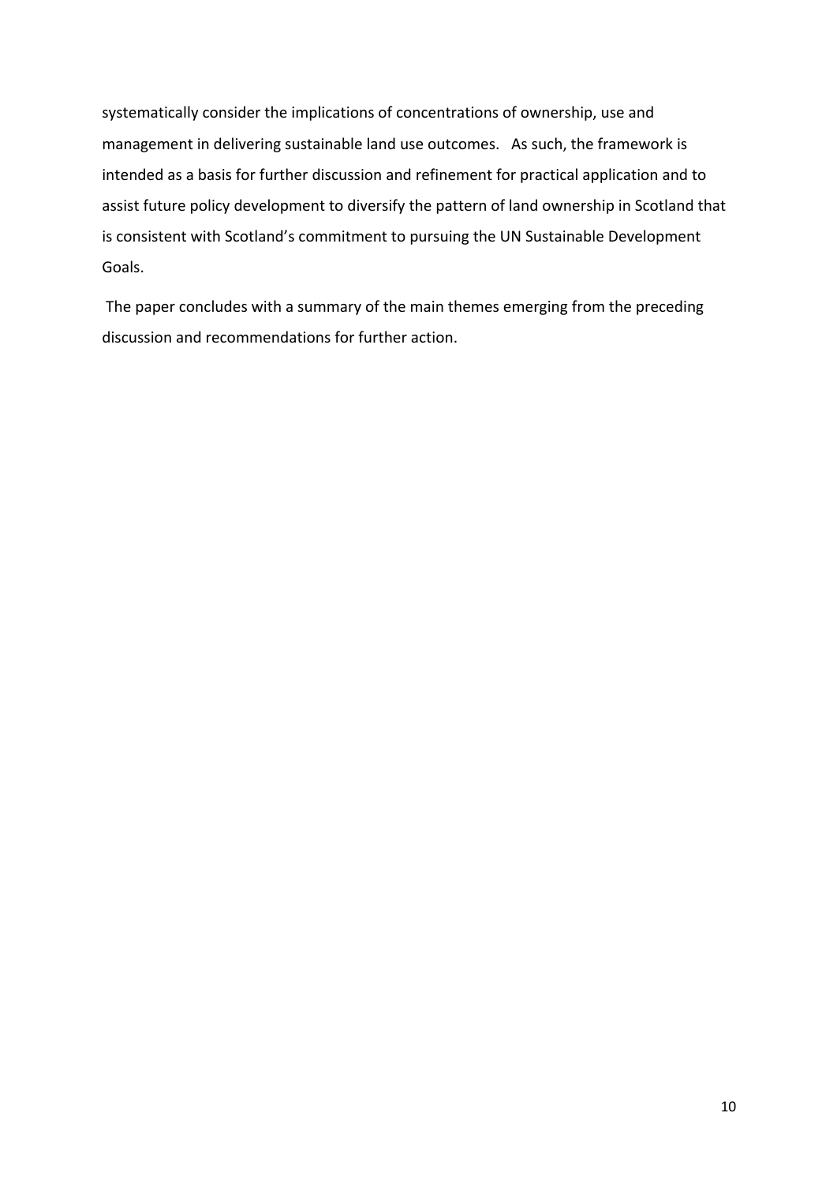systematically consider the implications of concentrations of ownership, use and management in delivering sustainable land use outcomes. As such, the framework is intended as a basis for further discussion and refinement for practical application and to assist future policy development to diversify the pattern of land ownership in Scotland that is consistent with Scotland's commitment to pursuing the UN Sustainable Development Goals.

The paper concludes with a summary of the main themes emerging from the preceding discussion and recommendations for further action.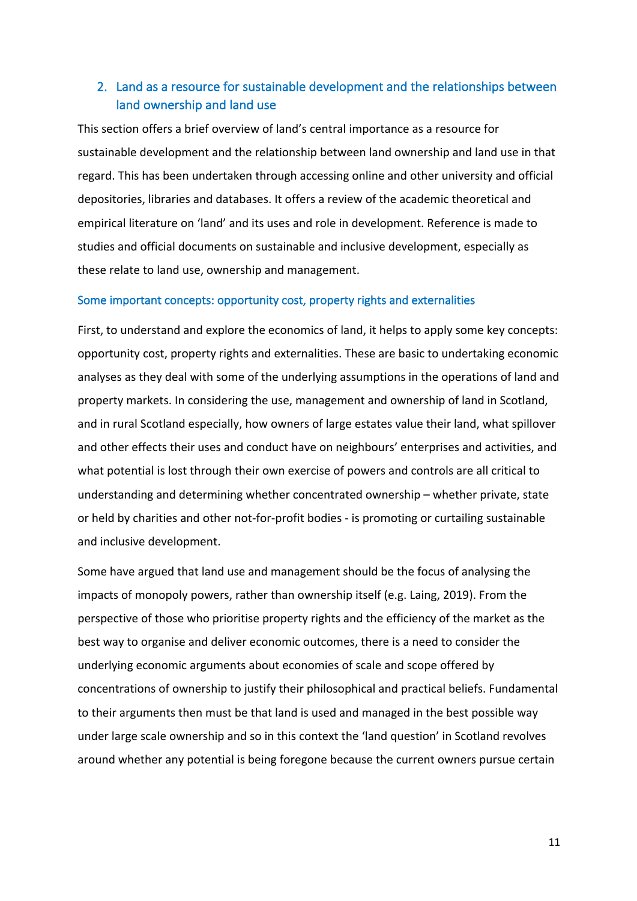## 2. Land as a resource for sustainable development and the relationships between land ownership and land use

This section offers a brief overview of land's central importance as a resource for sustainable development and the relationship between land ownership and land use in that regard. This has been undertaken through accessing online and other university and official depositories, libraries and databases. It offers a review of the academic theoretical and empirical literature on 'land' and its uses and role in development. Reference is made to studies and official documents on sustainable and inclusive development, especially as these relate to land use, ownership and management.

### Some important concepts: opportunity cost, property rights and externalities

First, to understand and explore the economics of land, it helps to apply some key concepts: opportunity cost, property rights and externalities. These are basic to undertaking economic analyses as they deal with some of the underlying assumptions in the operations of land and property markets. In considering the use, management and ownership of land in Scotland, and in rural Scotland especially, how owners of large estates value their land, what spillover and other effects their uses and conduct have on neighbours' enterprises and activities, and what potential is lost through their own exercise of powers and controls are all critical to understanding and determining whether concentrated ownership – whether private, state or held by charities and other not-for-profit bodies - is promoting or curtailing sustainable and inclusive development.

Some have argued that land use and management should be the focus of analysing the impacts of monopoly powers, rather than ownership itself (e.g. Laing, 2019). From the perspective of those who prioritise property rights and the efficiency of the market as the best way to organise and deliver economic outcomes, there is a need to consider the underlying economic arguments about economies of scale and scope offered by concentrations of ownership to justify their philosophical and practical beliefs. Fundamental to their arguments then must be that land is used and managed in the best possible way under large scale ownership and so in this context the 'land question' in Scotland revolves around whether any potential is being foregone because the current owners pursue certain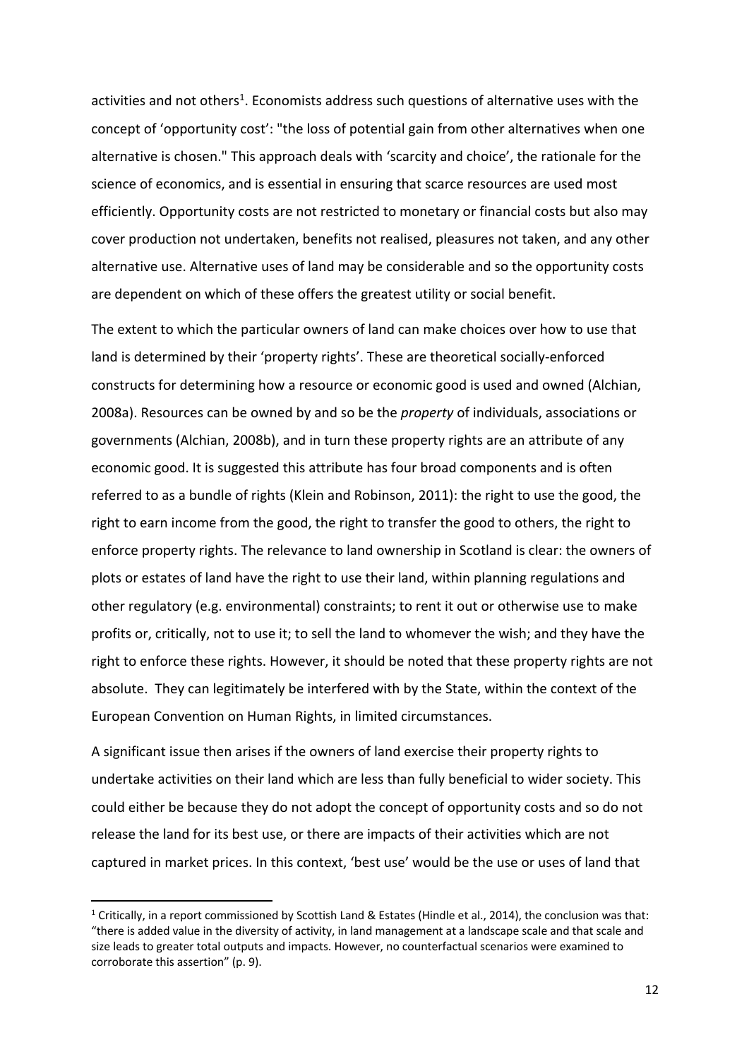activities and not others[1]. Economists address such questions of alternative uses with the concept of 'opportunity cost': "the loss of potential gain from other alternatives when one alternative is chosen." This approach deals with 'scarcity and choice', the rationale for the science of economics, and is essential in ensuring that scarce resources are used most efficiently. Opportunity costs are not restricted to monetary or financial costs but also may cover production not undertaken, benefits not realised, pleasures not taken, and any other alternative use. Alternative uses of land may be considerable and so the opportunity costs are dependent on which of these offers the greatest utility or social benefit.

The extent to which the particular owners of land can make choices over how to use that land is determined by their 'property rights'. These are theoretical socially-enforced constructs for determining how a resource or economic good is used and owned (Alchian, 2008a). Resources can be owned by and so be the *property* of individuals, associations or governments (Alchian, 2008b), and in turn these property rights are an attribute of any economic good. It is suggested this attribute has four broad components and is often referred to as a bundle of rights (Klein and Robinson, 2011): the right to use the good, the right to earn income from the good, the right to transfer the good to others, the right to enforce property rights. The relevance to land ownership in Scotland is clear: the owners of plots or estates of land have the right to use their land, within planning regulations and other regulatory (e.g. environmental) constraints; to rent it out or otherwise use to make profits or, critically, not to use it; to sell the land to whomever the wish; and they have the right to enforce these rights. However, it should be noted that these property rights are not absolute. They can legitimately be interfered with by the State, within the context of the European Convention on Human Rights, in limited circumstances.

A significant issue then arises if the owners of land exercise their property rights to undertake activities on their land which are less than fully beneficial to wider society. This could either be because they do not adopt the concept of opportunity costs and so do not release the land for its best use, or there are impacts of their activities which are not captured in market prices. In this context, 'best use' would be the use or uses of land that

[1] Critically, in a report commissioned by Scottish Land & Estates (Hindle et al., 2014), the conclusion was that: "there is added value in the diversity of activity, in land management at a landscape scale and that scale and size leads to greater total outputs and impacts. However, no counterfactual scenarios were examined to corroborate this assertion" (p. 9).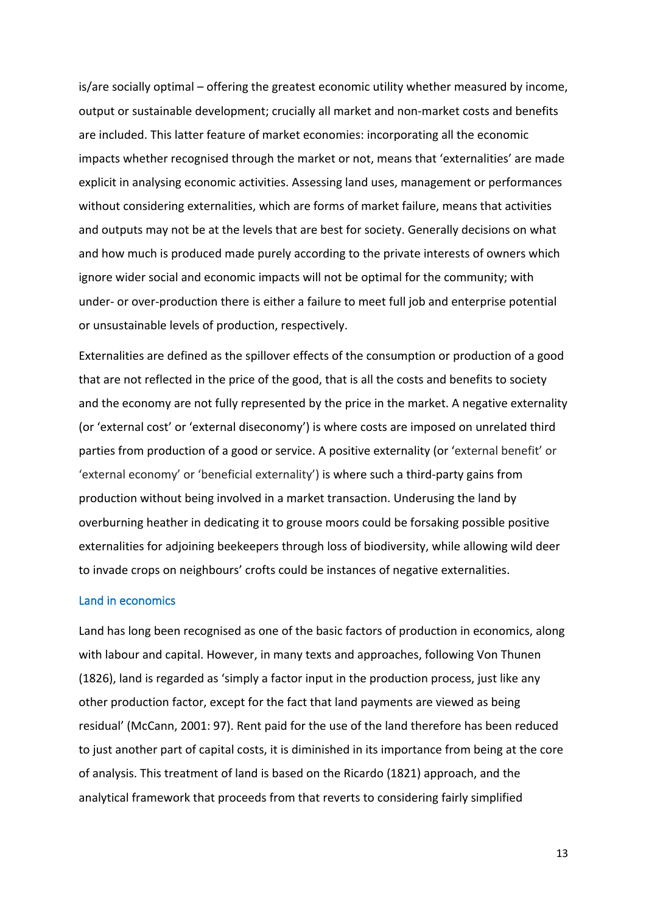is/are socially optimal – offering the greatest economic utility whether measured by income, output or sustainable development; crucially all market and non-market costs and benefits are included. This latter feature of market economies: incorporating all the economic impacts whether recognised through the market or not, means that 'externalities' are made explicit in analysing economic activities. Assessing land uses, management or performances without considering externalities, which are forms of market failure, means that activities and outputs may not be at the levels that are best for society. Generally decisions on what and how much is produced made purely according to the private interests of owners which ignore wider social and economic impacts will not be optimal for the community; with under- or over-production there is either a failure to meet full job and enterprise potential or unsustainable levels of production, respectively.

Externalities are defined as the spillover effects of the consumption or production of a good that are not reflected in the price of the good, that is all the costs and benefits to society and the economy are not fully represented by the price in the market. A negative externality (or 'external cost' or 'external diseconomy') is where costs are imposed on unrelated third parties from production of a good or service. A positive externality (or 'external benefit' or 'external economy' or 'beneficial externality') is where such a third-party gains from production without being involved in a market transaction. Underusing the land by overburning heather in dedicating it to grouse moors could be forsaking possible positive externalities for adjoining beekeepers through loss of biodiversity, while allowing wild deer to invade crops on neighbours' crofts could be instances of negative externalities.

## Land in economics

Land has long been recognised as one of the basic factors of production in economics, along with labour and capital. However, in many texts and approaches, following Von Thunen (1826), land is regarded as 'simply a factor input in the production process, just like any other production factor, except for the fact that land payments are viewed as being residual' (McCann, 2001: 97). Rent paid for the use of the land therefore has been reduced to just another part of capital costs, it is diminished in its importance from being at the core of analysis. This treatment of land is based on the Ricardo (1821) approach, and the analytical framework that proceeds from that reverts to considering fairly simplified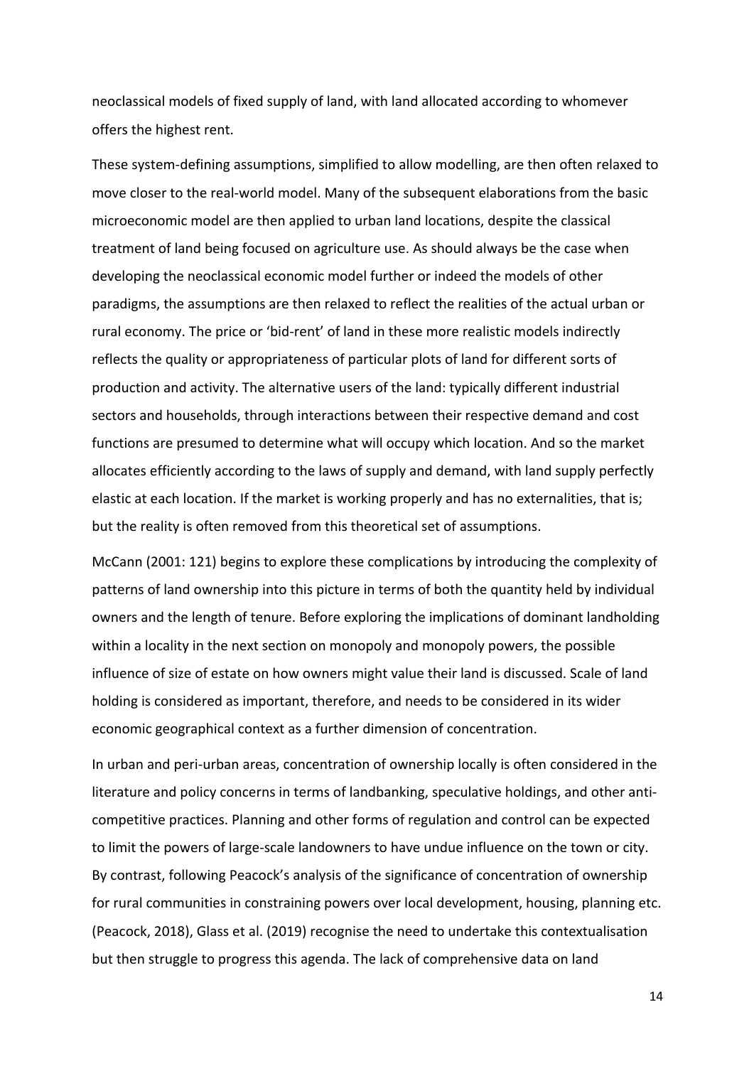neoclassical models of fixed supply of land, with land allocated according to whomever offers the highest rent.

These system-defining assumptions, simplified to allow modelling, are then often relaxed to move closer to the real-world model. Many of the subsequent elaborations from the basic microeconomic model are then applied to urban land locations, despite the classical treatment of land being focused on agriculture use. As should always be the case when developing the neoclassical economic model further or indeed the models of other paradigms, the assumptions are then relaxed to reflect the realities of the actual urban or rural economy. The price or 'bid-rent' of land in these more realistic models indirectly reflects the quality or appropriateness of particular plots of land for different sorts of production and activity. The alternative users of the land: typically different industrial sectors and households, through interactions between their respective demand and cost functions are presumed to determine what will occupy which location. And so the market allocates efficiently according to the laws of supply and demand, with land supply perfectly elastic at each location. If the market is working properly and has no externalities, that is; but the reality is often removed from this theoretical set of assumptions.

McCann (2001: 121) begins to explore these complications by introducing the complexity of patterns of land ownership into this picture in terms of both the quantity held by individual owners and the length of tenure. Before exploring the implications of dominant landholding within a locality in the next section on monopoly and monopoly powers, the possible influence of size of estate on how owners might value their land is discussed. Scale of land holding is considered as important, therefore, and needs to be considered in its wider economic geographical context as a further dimension of concentration.

In urban and peri-urban areas, concentration of ownership locally is often considered in the literature and policy concerns in terms of landbanking, speculative holdings, and other anti-competitive practices. Planning and other forms of regulation and control can be expected to limit the powers of large-scale landowners to have undue influence on the town or city. By contrast, following Peacock's analysis of the significance of concentration of ownership for rural communities in constraining powers over local development, housing, planning etc. (Peacock, 2018), Glass et al. (2019) recognise the need to undertake this contextualisation but then struggle to progress this agenda. The lack of comprehensive data on land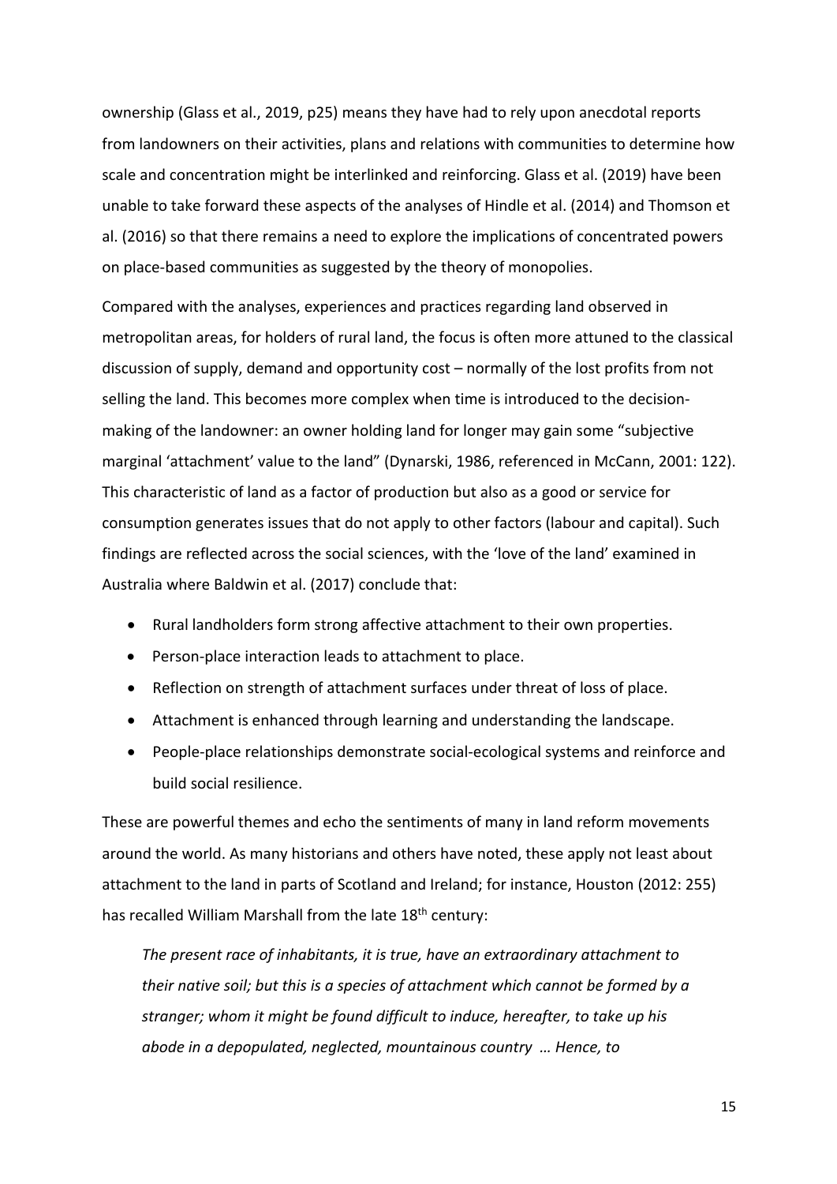ownership (Glass et al., 2019, p25) means they have had to rely upon anecdotal reports from landowners on their activities, plans and relations with communities to determine how scale and concentration might be interlinked and reinforcing. Glass et al. (2019) have been unable to take forward these aspects of the analyses of Hindle et al. (2014) and Thomson et al. (2016) so that there remains a need to explore the implications of concentrated powers on place-based communities as suggested by the theory of monopolies.

Compared with the analyses, experiences and practices regarding land observed in metropolitan areas, for holders of rural land, the focus is often more attuned to the classical discussion of supply, demand and opportunity cost – normally of the lost profits from not selling the land. This becomes more complex when time is introduced to the decision-making of the landowner: an owner holding land for longer may gain some "subjective marginal 'attachment' value to the land" (Dynarski, 1986, referenced in McCann, 2001: 122). This characteristic of land as a factor of production but also as a good or service for consumption generates issues that do not apply to other factors (labour and capital). Such findings are reflected across the social sciences, with the 'love of the land' examined in Australia where Baldwin et al. (2017) conclude that:

- Rural landholders form strong affective attachment to their own properties.
- Person-place interaction leads to attachment to place.
- Reflection on strength of attachment surfaces under threat of loss of place.
- Attachment is enhanced through learning and understanding the landscape.
- People-place relationships demonstrate social-ecological systems and reinforce and build social resilience.

These are powerful themes and echo the sentiments of many in land reform movements around the world. As many historians and others have noted, these apply not least about attachment to the land in parts of Scotland and Ireland; for instance, Houston (2012: 255) has recalled William Marshall from the late 18th century:

> *The present race of inhabitants, it is true, have an extraordinary attachment to their native soil; but this is a species of attachment which cannot be formed by a stranger; whom it might be found difficult to induce, hereafter, to take up his abode in a depopulated, neglected, mountainous country … Hence, to*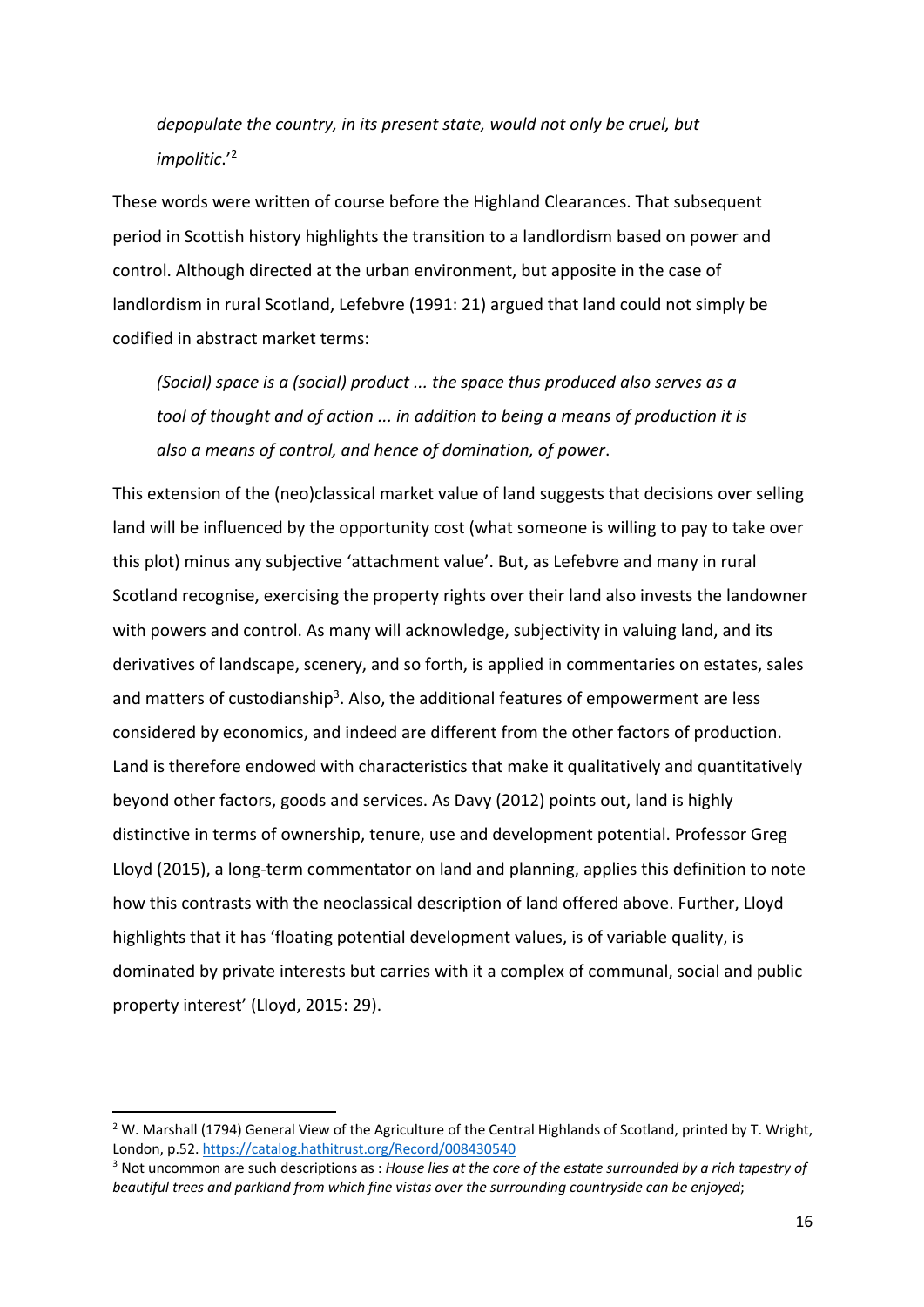*depopulate the country, in its present state, would not only be cruel, but impolitic*.'[2]

These words were written of course before the Highland Clearances. That subsequent period in Scottish history highlights the transition to a landlordism based on power and control. Although directed at the urban environment, but apposite in the case of landlordism in rural Scotland, Lefebvre (1991: 21) argued that land could not simply be codified in abstract market terms:

> *(Social) space is a (social) product ... the space thus produced also serves as a tool of thought and of action ... in addition to being a means of production it is also a means of control, and hence of domination, of power*.

This extension of the (neo)classical market value of land suggests that decisions over selling land will be influenced by the opportunity cost (what someone is willing to pay to take over this plot) minus any subjective 'attachment value'. But, as Lefebvre and many in rural Scotland recognise, exercising the property rights over their land also invests the landowner with powers and control. As many will acknowledge, subjectivity in valuing land, and its derivatives of landscape, scenery, and so forth, is applied in commentaries on estates, sales and matters of custodianship[3]. Also, the additional features of empowerment are less considered by economics, and indeed are different from the other factors of production. Land is therefore endowed with characteristics that make it qualitatively and quantitatively beyond other factors, goods and services. As Davy (2012) points out, land is highly distinctive in terms of ownership, tenure, use and development potential. Professor Greg Lloyd (2015), a long-term commentator on land and planning, applies this definition to note how this contrasts with the neoclassical description of land offered above. Further, Lloyd highlights that it has 'floating potential development values, is of variable quality, is dominated by private interests but carries with it a complex of communal, social and public property interest' (Lloyd, 2015: 29).

---

[2] W. Marshall (1794) General View of the Agriculture of the Central Highlands of Scotland, printed by T. Wright, London, p.52. https://catalog.hathitrust.org/Record/008430540

[3] Not uncommon are such descriptions as : *House lies at the core of the estate surrounded by a rich tapestry of beautiful trees and parkland from which fine vistas over the surrounding countryside can be enjoyed*;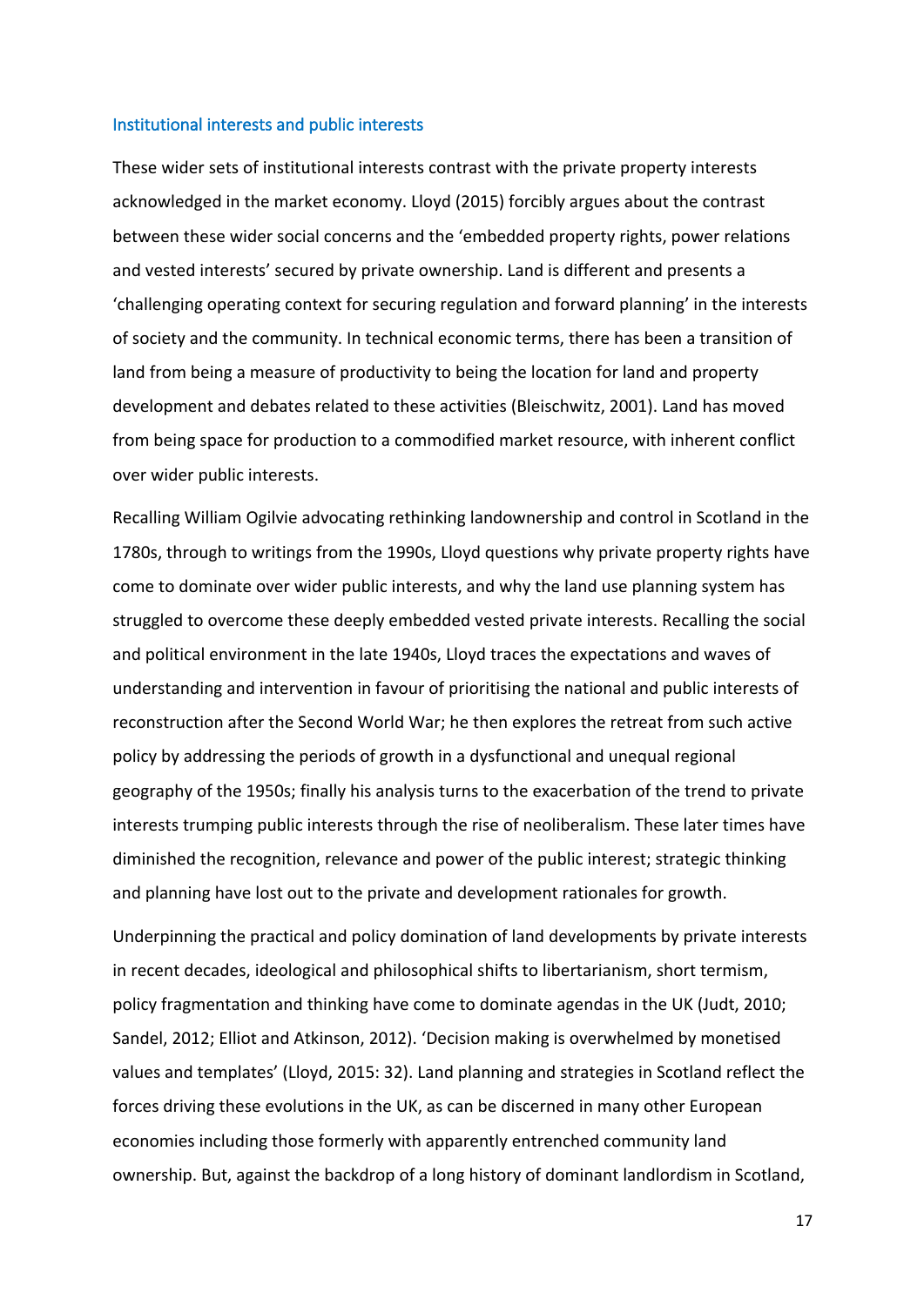## Institutional interests and public interests

These wider sets of institutional interests contrast with the private property interests acknowledged in the market economy. Lloyd (2015) forcibly argues about the contrast between these wider social concerns and the 'embedded property rights, power relations and vested interests' secured by private ownership. Land is different and presents a 'challenging operating context for securing regulation and forward planning' in the interests of society and the community. In technical economic terms, there has been a transition of land from being a measure of productivity to being the location for land and property development and debates related to these activities (Bleischwitz, 2001). Land has moved from being space for production to a commodified market resource, with inherent conflict over wider public interests.

Recalling William Ogilvie advocating rethinking landownership and control in Scotland in the 1780s, through to writings from the 1990s, Lloyd questions why private property rights have come to dominate over wider public interests, and why the land use planning system has struggled to overcome these deeply embedded vested private interests. Recalling the social and political environment in the late 1940s, Lloyd traces the expectations and waves of understanding and intervention in favour of prioritising the national and public interests of reconstruction after the Second World War; he then explores the retreat from such active policy by addressing the periods of growth in a dysfunctional and unequal regional geography of the 1950s; finally his analysis turns to the exacerbation of the trend to private interests trumping public interests through the rise of neoliberalism. These later times have diminished the recognition, relevance and power of the public interest; strategic thinking and planning have lost out to the private and development rationales for growth.

Underpinning the practical and policy domination of land developments by private interests in recent decades, ideological and philosophical shifts to libertarianism, short termism, policy fragmentation and thinking have come to dominate agendas in the UK (Judt, 2010; Sandel, 2012; Elliot and Atkinson, 2012). 'Decision making is overwhelmed by monetised values and templates' (Lloyd, 2015: 32). Land planning and strategies in Scotland reflect the forces driving these evolutions in the UK, as can be discerned in many other European economies including those formerly with apparently entrenched community land ownership. But, against the backdrop of a long history of dominant landlordism in Scotland,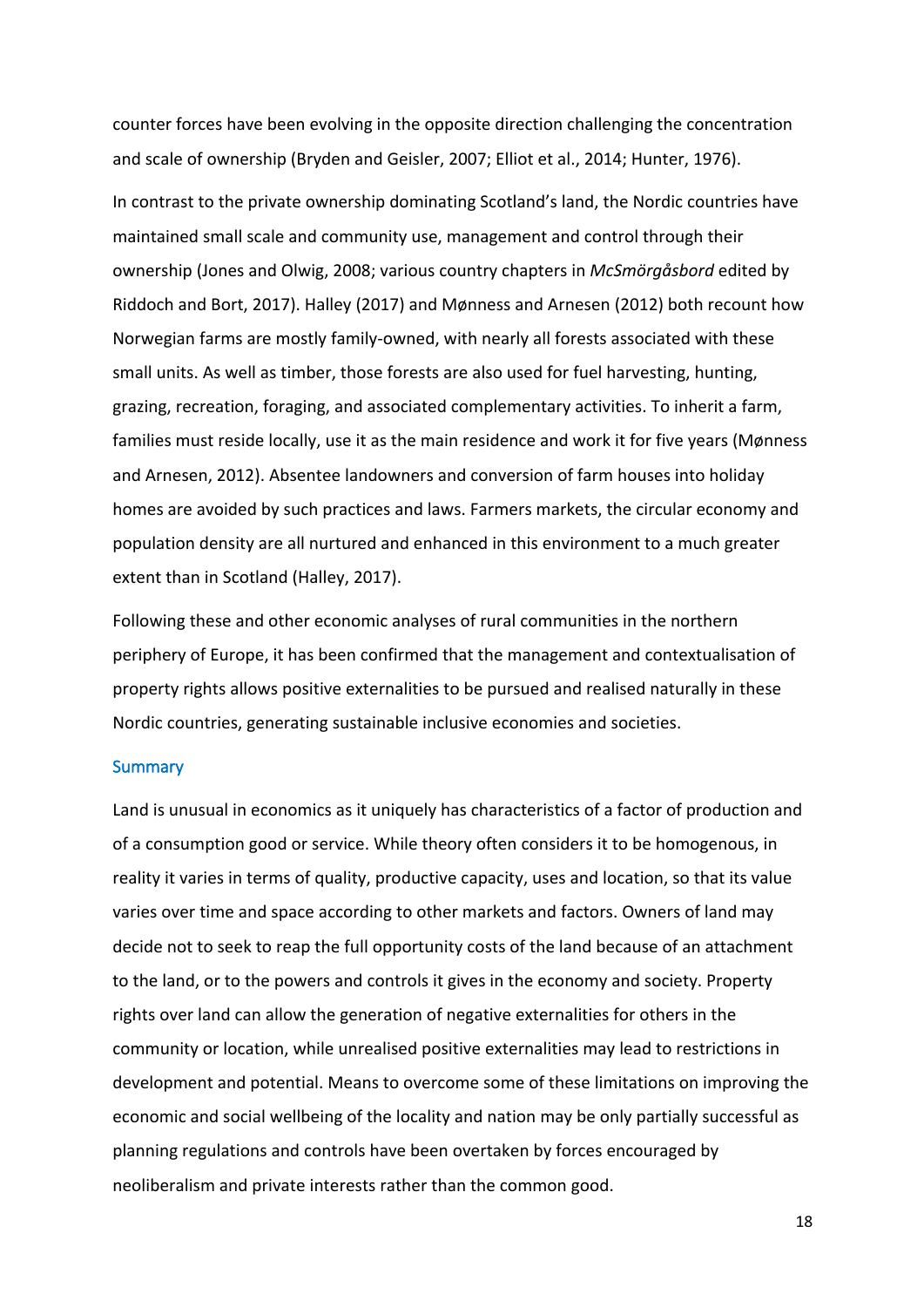counter forces have been evolving in the opposite direction challenging the concentration and scale of ownership (Bryden and Geisler, 2007; Elliot et al., 2014; Hunter, 1976).

In contrast to the private ownership dominating Scotland's land, the Nordic countries have maintained small scale and community use, management and control through their ownership (Jones and Olwig, 2008; various country chapters in *McSmörgåsbord* edited by Riddoch and Bort, 2017). Halley (2017) and Mønness and Arnesen (2012) both recount how Norwegian farms are mostly family-owned, with nearly all forests associated with these small units. As well as timber, those forests are also used for fuel harvesting, hunting, grazing, recreation, foraging, and associated complementary activities. To inherit a farm, families must reside locally, use it as the main residence and work it for five years (Mønness and Arnesen, 2012). Absentee landowners and conversion of farm houses into holiday homes are avoided by such practices and laws. Farmers markets, the circular economy and population density are all nurtured and enhanced in this environment to a much greater extent than in Scotland (Halley, 2017).

Following these and other economic analyses of rural communities in the northern periphery of Europe, it has been confirmed that the management and contextualisation of property rights allows positive externalities to be pursued and realised naturally in these Nordic countries, generating sustainable inclusive economies and societies.

## Summary

Land is unusual in economics as it uniquely has characteristics of a factor of production and of a consumption good or service. While theory often considers it to be homogenous, in reality it varies in terms of quality, productive capacity, uses and location, so that its value varies over time and space according to other markets and factors. Owners of land may decide not to seek to reap the full opportunity costs of the land because of an attachment to the land, or to the powers and controls it gives in the economy and society. Property rights over land can allow the generation of negative externalities for others in the community or location, while unrealised positive externalities may lead to restrictions in development and potential. Means to overcome some of these limitations on improving the economic and social wellbeing of the locality and nation may be only partially successful as planning regulations and controls have been overtaken by forces encouraged by neoliberalism and private interests rather than the common good.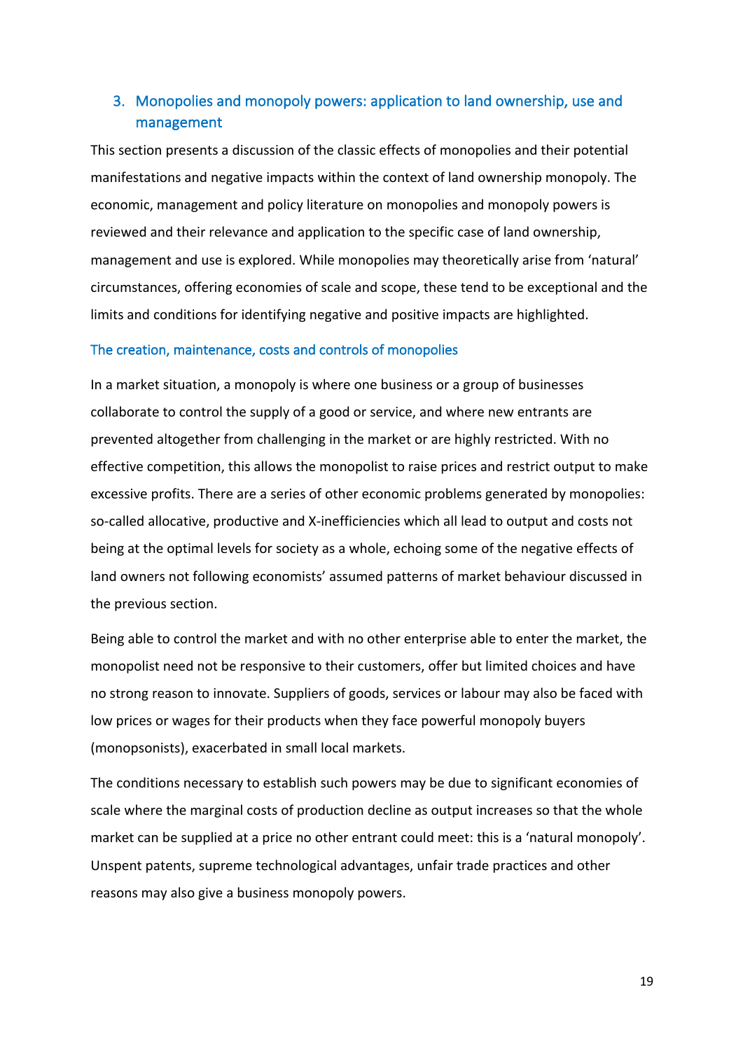## 3. Monopolies and monopoly powers: application to land ownership, use and management

This section presents a discussion of the classic effects of monopolies and their potential manifestations and negative impacts within the context of land ownership monopoly. The economic, management and policy literature on monopolies and monopoly powers is reviewed and their relevance and application to the specific case of land ownership, management and use is explored. While monopolies may theoretically arise from 'natural' circumstances, offering economies of scale and scope, these tend to be exceptional and the limits and conditions for identifying negative and positive impacts are highlighted.

### The creation, maintenance, costs and controls of monopolies

In a market situation, a monopoly is where one business or a group of businesses collaborate to control the supply of a good or service, and where new entrants are prevented altogether from challenging in the market or are highly restricted. With no effective competition, this allows the monopolist to raise prices and restrict output to make excessive profits. There are a series of other economic problems generated by monopolies: so-called allocative, productive and X-inefficiencies which all lead to output and costs not being at the optimal levels for society as a whole, echoing some of the negative effects of land owners not following economists' assumed patterns of market behaviour discussed in the previous section.

Being able to control the market and with no other enterprise able to enter the market, the monopolist need not be responsive to their customers, offer but limited choices and have no strong reason to innovate. Suppliers of goods, services or labour may also be faced with low prices or wages for their products when they face powerful monopoly buyers (monopsonists), exacerbated in small local markets.

The conditions necessary to establish such powers may be due to significant economies of scale where the marginal costs of production decline as output increases so that the whole market can be supplied at a price no other entrant could meet: this is a 'natural monopoly'. Unspent patents, supreme technological advantages, unfair trade practices and other reasons may also give a business monopoly powers.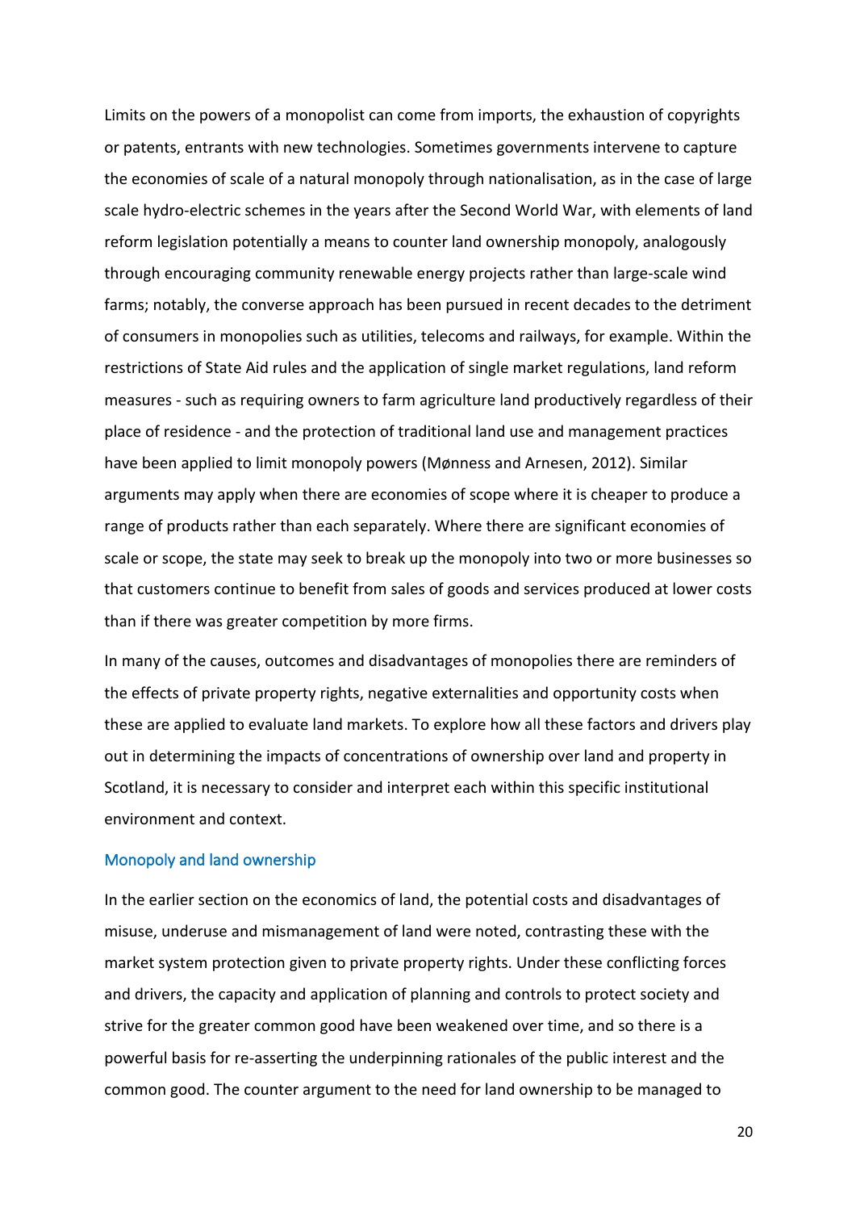Limits on the powers of a monopolist can come from imports, the exhaustion of copyrights or patents, entrants with new technologies. Sometimes governments intervene to capture the economies of scale of a natural monopoly through nationalisation, as in the case of large scale hydro-electric schemes in the years after the Second World War, with elements of land reform legislation potentially a means to counter land ownership monopoly, analogously through encouraging community renewable energy projects rather than large-scale wind farms; notably, the converse approach has been pursued in recent decades to the detriment of consumers in monopolies such as utilities, telecoms and railways, for example. Within the restrictions of State Aid rules and the application of single market regulations, land reform measures - such as requiring owners to farm agriculture land productively regardless of their place of residence - and the protection of traditional land use and management practices have been applied to limit monopoly powers (Mønness and Arnesen, 2012). Similar arguments may apply when there are economies of scope where it is cheaper to produce a range of products rather than each separately. Where there are significant economies of scale or scope, the state may seek to break up the monopoly into two or more businesses so that customers continue to benefit from sales of goods and services produced at lower costs than if there was greater competition by more firms.

In many of the causes, outcomes and disadvantages of monopolies there are reminders of the effects of private property rights, negative externalities and opportunity costs when these are applied to evaluate land markets. To explore how all these factors and drivers play out in determining the impacts of concentrations of ownership over land and property in Scotland, it is necessary to consider and interpret each within this specific institutional environment and context.

### Monopoly and land ownership

In the earlier section on the economics of land, the potential costs and disadvantages of misuse, underuse and mismanagement of land were noted, contrasting these with the market system protection given to private property rights. Under these conflicting forces and drivers, the capacity and application of planning and controls to protect society and strive for the greater common good have been weakened over time, and so there is a powerful basis for re-asserting the underpinning rationales of the public interest and the common good. The counter argument to the need for land ownership to be managed to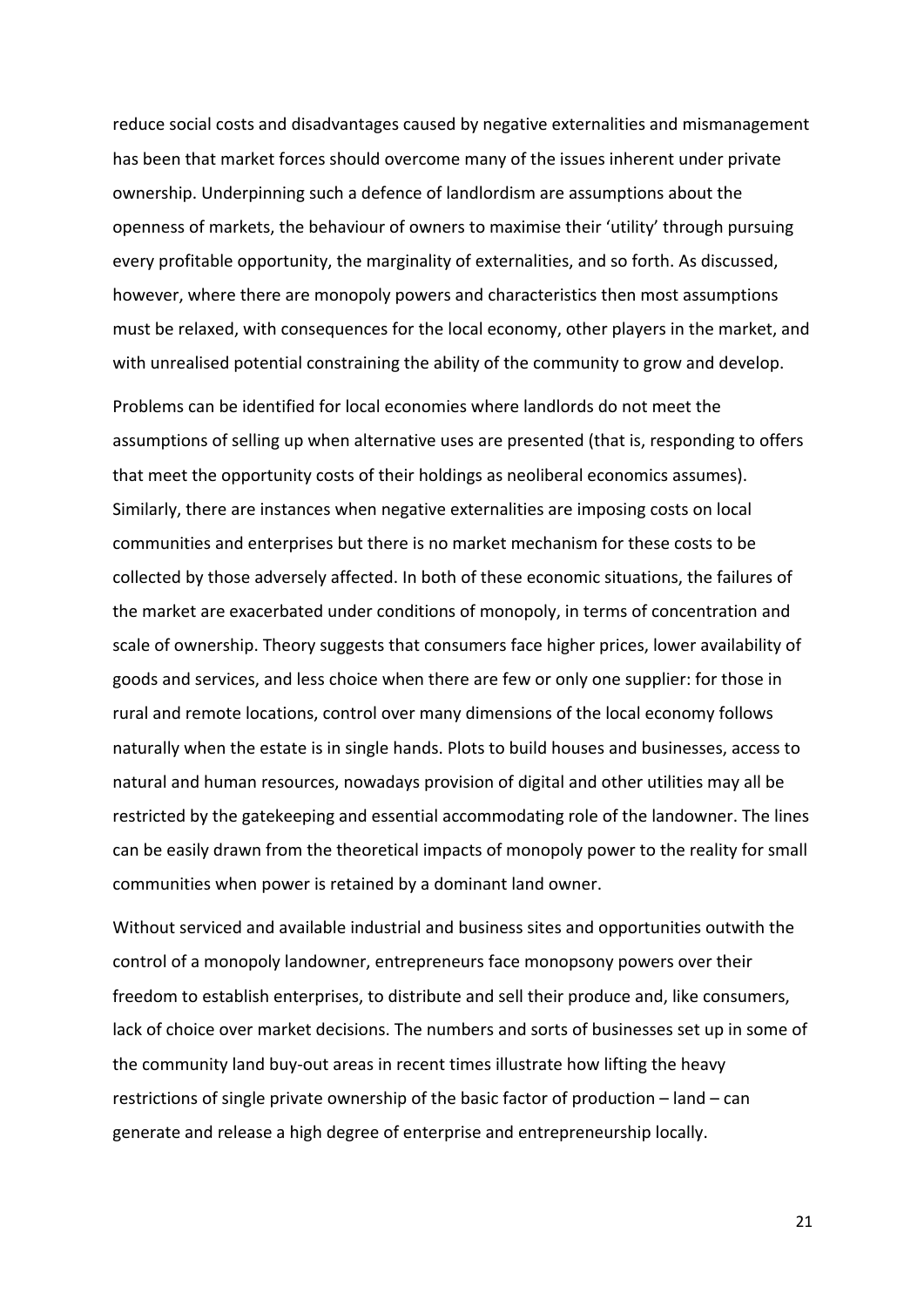reduce social costs and disadvantages caused by negative externalities and mismanagement has been that market forces should overcome many of the issues inherent under private ownership. Underpinning such a defence of landlordism are assumptions about the openness of markets, the behaviour of owners to maximise their 'utility' through pursuing every profitable opportunity, the marginality of externalities, and so forth. As discussed, however, where there are monopoly powers and characteristics then most assumptions must be relaxed, with consequences for the local economy, other players in the market, and with unrealised potential constraining the ability of the community to grow and develop.

Problems can be identified for local economies where landlords do not meet the assumptions of selling up when alternative uses are presented (that is, responding to offers that meet the opportunity costs of their holdings as neoliberal economics assumes). Similarly, there are instances when negative externalities are imposing costs on local communities and enterprises but there is no market mechanism for these costs to be collected by those adversely affected. In both of these economic situations, the failures of the market are exacerbated under conditions of monopoly, in terms of concentration and scale of ownership. Theory suggests that consumers face higher prices, lower availability of goods and services, and less choice when there are few or only one supplier: for those in rural and remote locations, control over many dimensions of the local economy follows naturally when the estate is in single hands. Plots to build houses and businesses, access to natural and human resources, nowadays provision of digital and other utilities may all be restricted by the gatekeeping and essential accommodating role of the landowner. The lines can be easily drawn from the theoretical impacts of monopoly power to the reality for small communities when power is retained by a dominant land owner.

Without serviced and available industrial and business sites and opportunities outwith the control of a monopoly landowner, entrepreneurs face monopsony powers over their freedom to establish enterprises, to distribute and sell their produce and, like consumers, lack of choice over market decisions. The numbers and sorts of businesses set up in some of the community land buy-out areas in recent times illustrate how lifting the heavy restrictions of single private ownership of the basic factor of production – land – can generate and release a high degree of enterprise and entrepreneurship locally.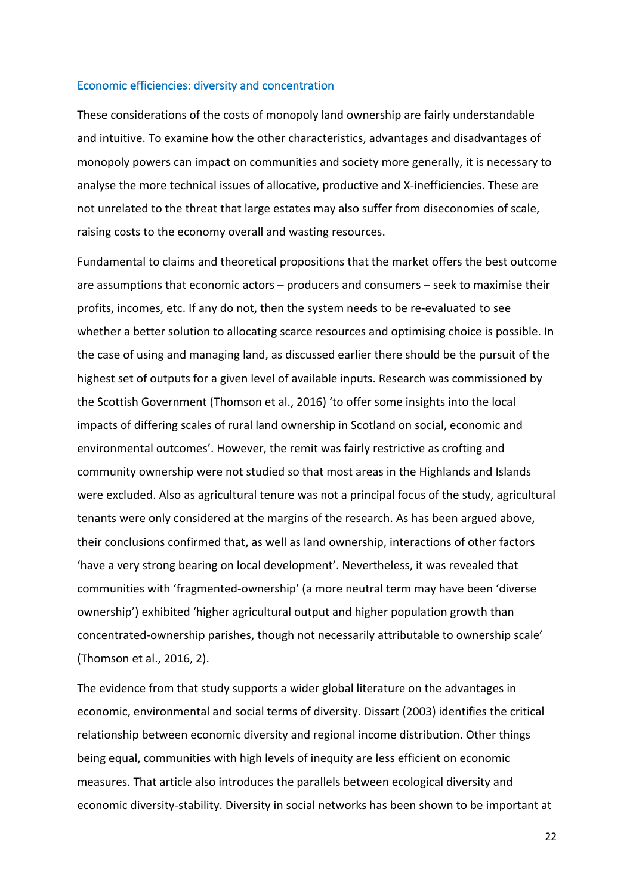### Economic efficiencies: diversity and concentration

These considerations of the costs of monopoly land ownership are fairly understandable and intuitive. To examine how the other characteristics, advantages and disadvantages of monopoly powers can impact on communities and society more generally, it is necessary to analyse the more technical issues of allocative, productive and X-inefficiencies. These are not unrelated to the threat that large estates may also suffer from diseconomies of scale, raising costs to the economy overall and wasting resources.

Fundamental to claims and theoretical propositions that the market offers the best outcome are assumptions that economic actors – producers and consumers – seek to maximise their profits, incomes, etc. If any do not, then the system needs to be re-evaluated to see whether a better solution to allocating scarce resources and optimising choice is possible. In the case of using and managing land, as discussed earlier there should be the pursuit of the highest set of outputs for a given level of available inputs. Research was commissioned by the Scottish Government (Thomson et al., 2016) 'to offer some insights into the local impacts of differing scales of rural land ownership in Scotland on social, economic and environmental outcomes'. However, the remit was fairly restrictive as crofting and community ownership were not studied so that most areas in the Highlands and Islands were excluded. Also as agricultural tenure was not a principal focus of the study, agricultural tenants were only considered at the margins of the research. As has been argued above, their conclusions confirmed that, as well as land ownership, interactions of other factors 'have a very strong bearing on local development'. Nevertheless, it was revealed that communities with 'fragmented-ownership' (a more neutral term may have been 'diverse ownership') exhibited 'higher agricultural output and higher population growth than concentrated-ownership parishes, though not necessarily attributable to ownership scale' (Thomson et al., 2016, 2).

The evidence from that study supports a wider global literature on the advantages in economic, environmental and social terms of diversity. Dissart (2003) identifies the critical relationship between economic diversity and regional income distribution. Other things being equal, communities with high levels of inequity are less efficient on economic measures. That article also introduces the parallels between ecological diversity and economic diversity-stability. Diversity in social networks has been shown to be important at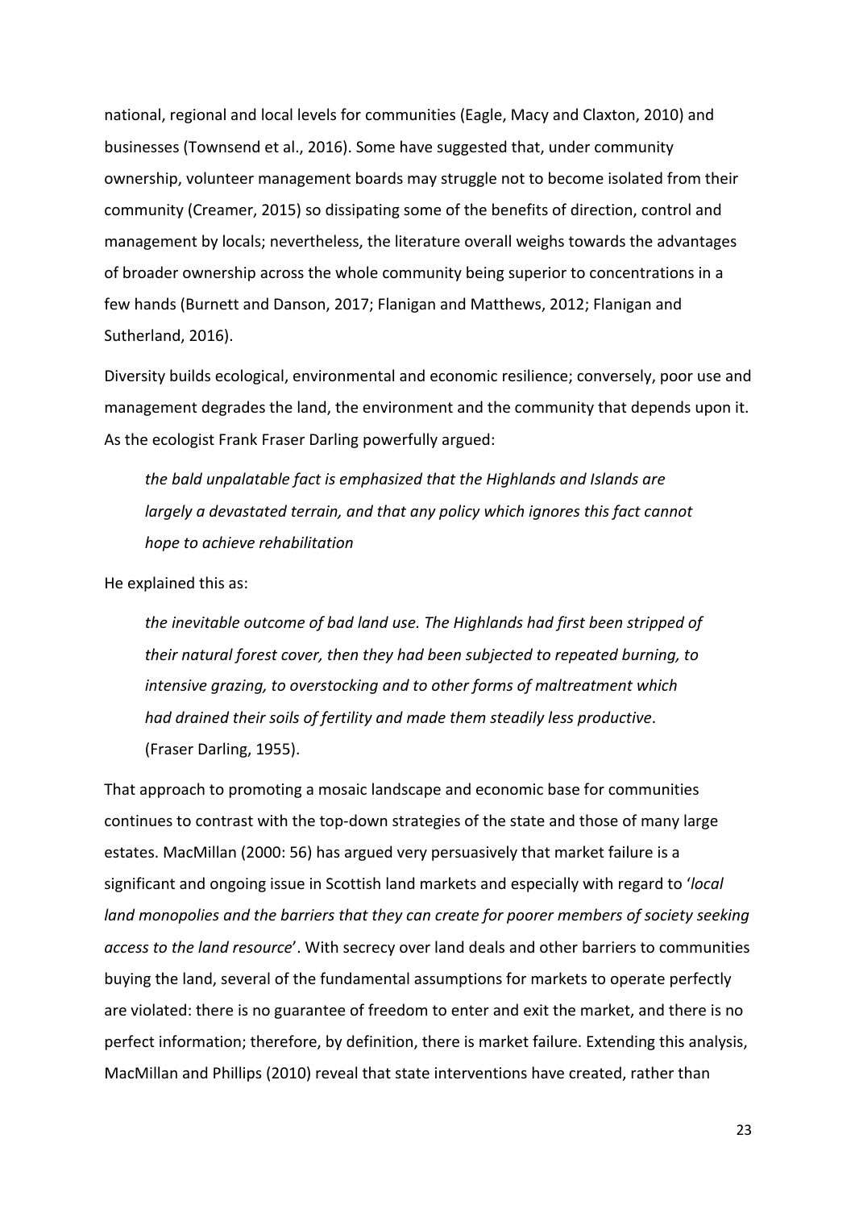national, regional and local levels for communities (Eagle, Macy and Claxton, 2010) and businesses (Townsend et al., 2016). Some have suggested that, under community ownership, volunteer management boards may struggle not to become isolated from their community (Creamer, 2015) so dissipating some of the benefits of direction, control and management by locals; nevertheless, the literature overall weighs towards the advantages of broader ownership across the whole community being superior to concentrations in a few hands (Burnett and Danson, 2017; Flanigan and Matthews, 2012; Flanigan and Sutherland, 2016).

Diversity builds ecological, environmental and economic resilience; conversely, poor use and management degrades the land, the environment and the community that depends upon it. As the ecologist Frank Fraser Darling powerfully argued:

> *the bald unpalatable fact is emphasized that the Highlands and Islands are largely a devastated terrain, and that any policy which ignores this fact cannot hope to achieve rehabilitation*

He explained this as:

> *the inevitable outcome of bad land use. The Highlands had first been stripped of their natural forest cover, then they had been subjected to repeated burning, to intensive grazing, to overstocking and to other forms of maltreatment which had drained their soils of fertility and made them steadily less productive*. (Fraser Darling, 1955).

That approach to promoting a mosaic landscape and economic base for communities continues to contrast with the top-down strategies of the state and those of many large estates. MacMillan (2000: 56) has argued very persuasively that market failure is a significant and ongoing issue in Scottish land markets and especially with regard to '*local land monopolies and the barriers that they can create for poorer members of society seeking access to the land resource*'. With secrecy over land deals and other barriers to communities buying the land, several of the fundamental assumptions for markets to operate perfectly are violated: there is no guarantee of freedom to enter and exit the market, and there is no perfect information; therefore, by definition, there is market failure. Extending this analysis, MacMillan and Phillips (2010) reveal that state interventions have created, rather than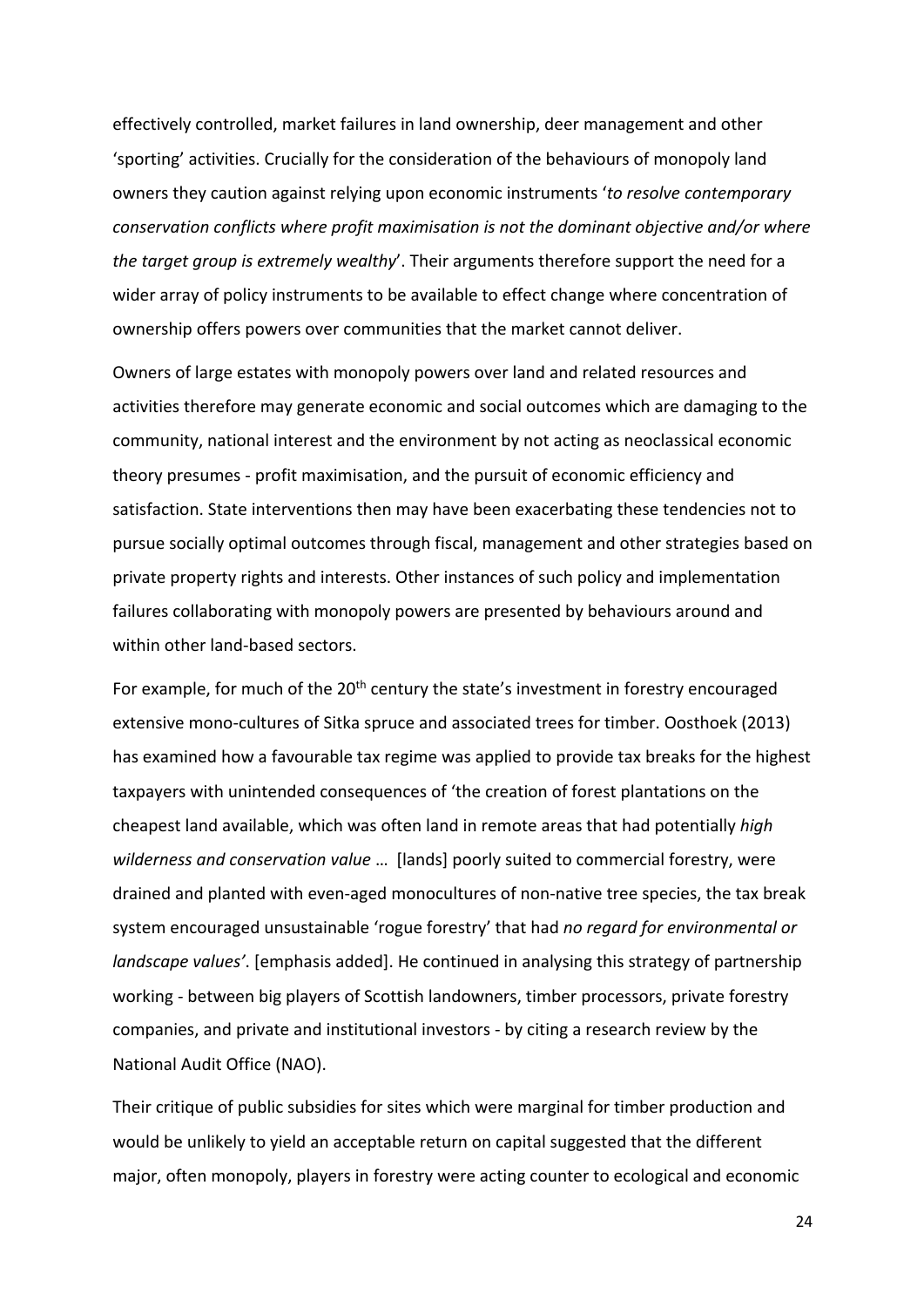effectively controlled, market failures in land ownership, deer management and other 'sporting' activities. Crucially for the consideration of the behaviours of monopoly land owners they caution against relying upon economic instruments '*to resolve contemporary conservation conflicts where profit maximisation is not the dominant objective and/or where the target group is extremely wealthy*'. Their arguments therefore support the need for a wider array of policy instruments to be available to effect change where concentration of ownership offers powers over communities that the market cannot deliver.

Owners of large estates with monopoly powers over land and related resources and activities therefore may generate economic and social outcomes which are damaging to the community, national interest and the environment by not acting as neoclassical economic theory presumes - profit maximisation, and the pursuit of economic efficiency and satisfaction. State interventions then may have been exacerbating these tendencies not to pursue socially optimal outcomes through fiscal, management and other strategies based on private property rights and interests. Other instances of such policy and implementation failures collaborating with monopoly powers are presented by behaviours around and within other land-based sectors.

For example, for much of the 20th century the state's investment in forestry encouraged extensive mono-cultures of Sitka spruce and associated trees for timber. Oosthoek (2013) has examined how a favourable tax regime was applied to provide tax breaks for the highest taxpayers with unintended consequences of 'the creation of forest plantations on the cheapest land available, which was often land in remote areas that had potentially *high wilderness and conservation value* … [lands] poorly suited to commercial forestry, were drained and planted with even-aged monocultures of non-native tree species, the tax break system encouraged unsustainable 'rogue forestry' that had *no regard for environmental or landscape values'*. [emphasis added]. He continued in analysing this strategy of partnership working - between big players of Scottish landowners, timber processors, private forestry companies, and private and institutional investors - by citing a research review by the National Audit Office (NAO).

Their critique of public subsidies for sites which were marginal for timber production and would be unlikely to yield an acceptable return on capital suggested that the different major, often monopoly, players in forestry were acting counter to ecological and economic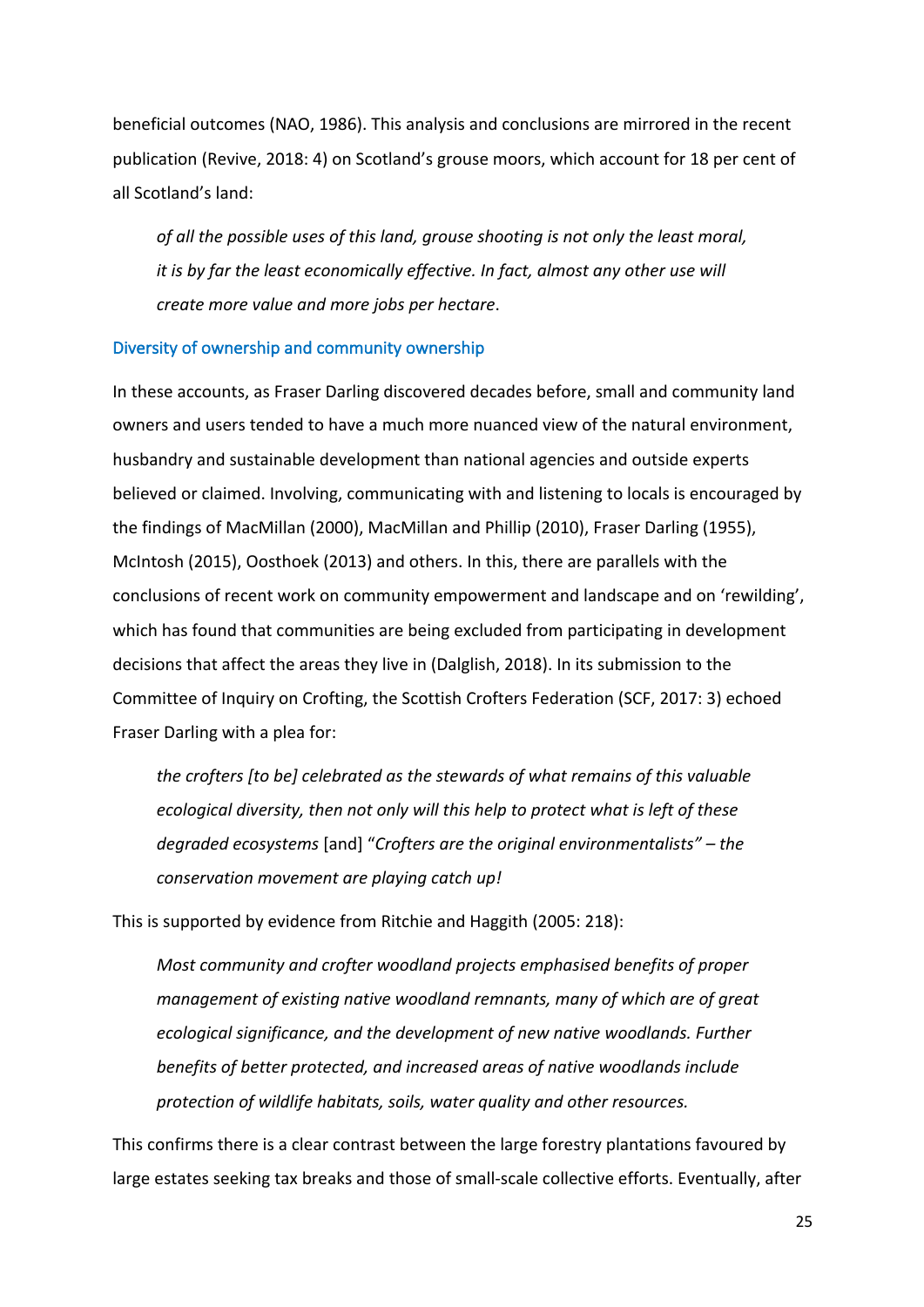beneficial outcomes (NAO, 1986). This analysis and conclusions are mirrored in the recent publication (Revive, 2018: 4) on Scotland's grouse moors, which account for 18 per cent of all Scotland's land:

> *of all the possible uses of this land, grouse shooting is not only the least moral, it is by far the least economically effective. In fact, almost any other use will create more value and more jobs per hectare*.

### Diversity of ownership and community ownership

In these accounts, as Fraser Darling discovered decades before, small and community land owners and users tended to have a much more nuanced view of the natural environment, husbandry and sustainable development than national agencies and outside experts believed or claimed. Involving, communicating with and listening to locals is encouraged by the findings of MacMillan (2000), MacMillan and Phillip (2010), Fraser Darling (1955), McIntosh (2015), Oosthoek (2013) and others. In this, there are parallels with the conclusions of recent work on community empowerment and landscape and on 'rewilding', which has found that communities are being excluded from participating in development decisions that affect the areas they live in (Dalglish, 2018). In its submission to the Committee of Inquiry on Crofting, the Scottish Crofters Federation (SCF, 2017: 3) echoed Fraser Darling with a plea for:

> *the crofters [to be] celebrated as the stewards of what remains of this valuable ecological diversity, then not only will this help to protect what is left of these degraded ecosystems* [and] "*Crofters are the original environmentalists" – the conservation movement are playing catch up!*

This is supported by evidence from Ritchie and Haggith (2005: 218):

> *Most community and crofter woodland projects emphasised benefits of proper management of existing native woodland remnants, many of which are of great ecological significance, and the development of new native woodlands. Further benefits of better protected, and increased areas of native woodlands include protection of wildlife habitats, soils, water quality and other resources.*

This confirms there is a clear contrast between the large forestry plantations favoured by large estates seeking tax breaks and those of small-scale collective efforts. Eventually, after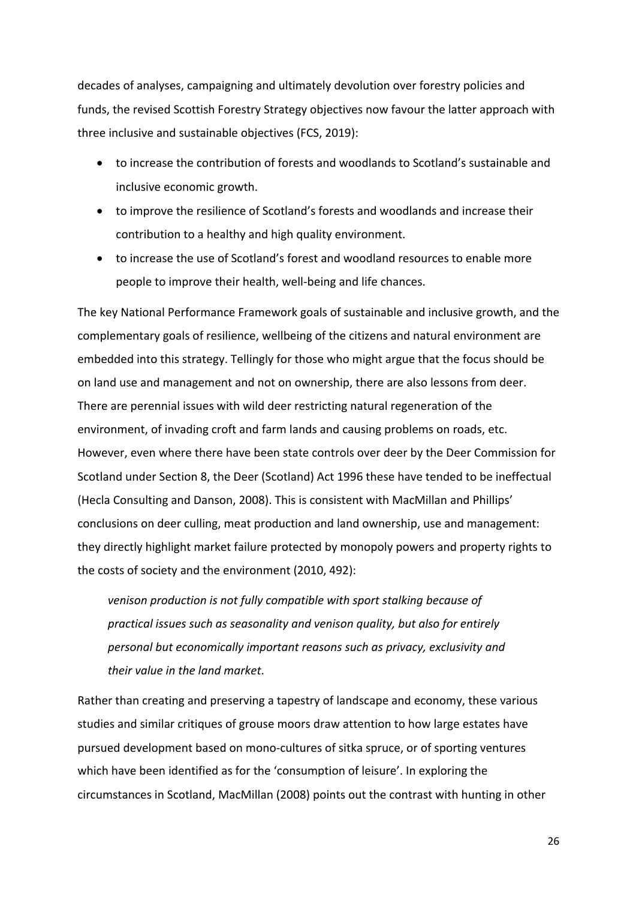decades of analyses, campaigning and ultimately devolution over forestry policies and funds, the revised Scottish Forestry Strategy objectives now favour the latter approach with three inclusive and sustainable objectives (FCS, 2019):

- to increase the contribution of forests and woodlands to Scotland's sustainable and inclusive economic growth.
- to improve the resilience of Scotland's forests and woodlands and increase their contribution to a healthy and high quality environment.
- to increase the use of Scotland's forest and woodland resources to enable more people to improve their health, well-being and life chances.

The key National Performance Framework goals of sustainable and inclusive growth, and the complementary goals of resilience, wellbeing of the citizens and natural environment are embedded into this strategy. Tellingly for those who might argue that the focus should be on land use and management and not on ownership, there are also lessons from deer. There are perennial issues with wild deer restricting natural regeneration of the environment, of invading croft and farm lands and causing problems on roads, etc. However, even where there have been state controls over deer by the Deer Commission for Scotland under Section 8, the Deer (Scotland) Act 1996 these have tended to be ineffectual (Hecla Consulting and Danson, 2008). This is consistent with MacMillan and Phillips' conclusions on deer culling, meat production and land ownership, use and management: they directly highlight market failure protected by monopoly powers and property rights to the costs of society and the environment (2010, 492):

> *venison production is not fully compatible with sport stalking because of practical issues such as seasonality and venison quality, but also for entirely personal but economically important reasons such as privacy, exclusivity and their value in the land market*.

Rather than creating and preserving a tapestry of landscape and economy, these various studies and similar critiques of grouse moors draw attention to how large estates have pursued development based on mono-cultures of sitka spruce, or of sporting ventures which have been identified as for the 'consumption of leisure'. In exploring the circumstances in Scotland, MacMillan (2008) points out the contrast with hunting in other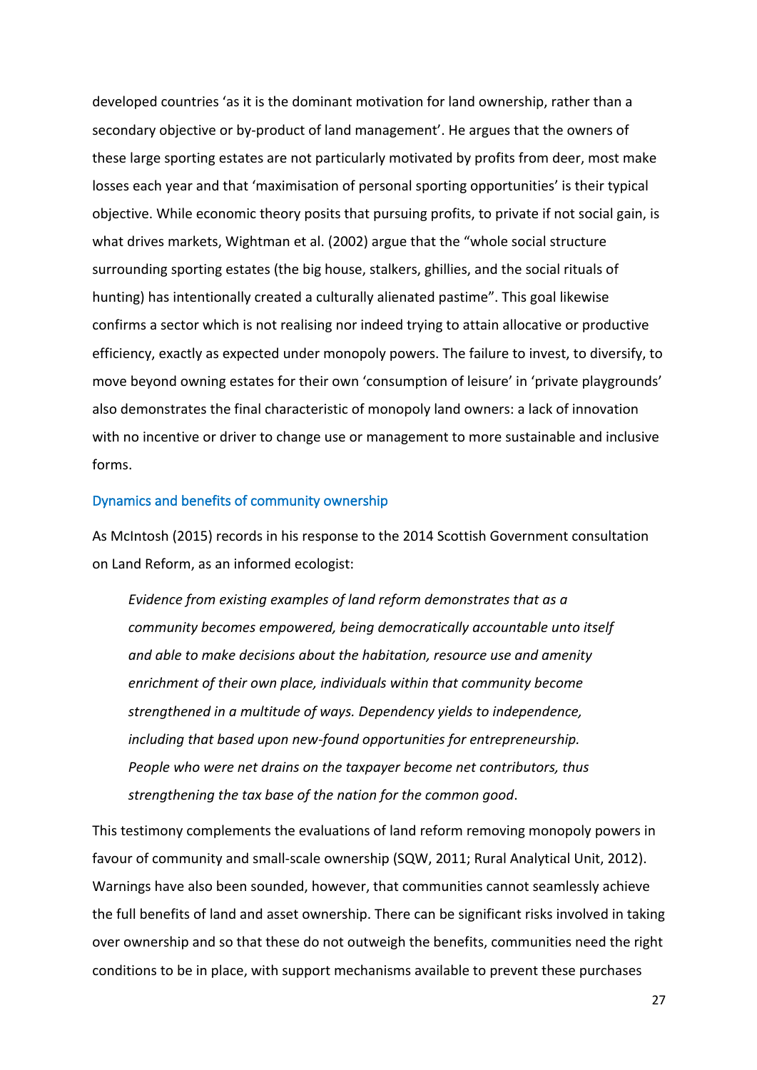developed countries 'as it is the dominant motivation for land ownership, rather than a secondary objective or by-product of land management'. He argues that the owners of these large sporting estates are not particularly motivated by profits from deer, most make losses each year and that 'maximisation of personal sporting opportunities' is their typical objective. While economic theory posits that pursuing profits, to private if not social gain, is what drives markets, Wightman et al. (2002) argue that the "whole social structure surrounding sporting estates (the big house, stalkers, ghillies, and the social rituals of hunting) has intentionally created a culturally alienated pastime". This goal likewise confirms a sector which is not realising nor indeed trying to attain allocative or productive efficiency, exactly as expected under monopoly powers. The failure to invest, to diversify, to move beyond owning estates for their own 'consumption of leisure' in 'private playgrounds' also demonstrates the final characteristic of monopoly land owners: a lack of innovation with no incentive or driver to change use or management to more sustainable and inclusive forms.

### Dynamics and benefits of community ownership

As McIntosh (2015) records in his response to the 2014 Scottish Government consultation on Land Reform, as an informed ecologist:

> *Evidence from existing examples of land reform demonstrates that as a community becomes empowered, being democratically accountable unto itself and able to make decisions about the habitation, resource use and amenity enrichment of their own place, individuals within that community become strengthened in a multitude of ways. Dependency yields to independence, including that based upon new-found opportunities for entrepreneurship. People who were net drains on the taxpayer become net contributors, thus strengthening the tax base of the nation for the common good*.

This testimony complements the evaluations of land reform removing monopoly powers in favour of community and small-scale ownership (SQW, 2011; Rural Analytical Unit, 2012). Warnings have also been sounded, however, that communities cannot seamlessly achieve the full benefits of land and asset ownership. There can be significant risks involved in taking over ownership and so that these do not outweigh the benefits, communities need the right conditions to be in place, with support mechanisms available to prevent these purchases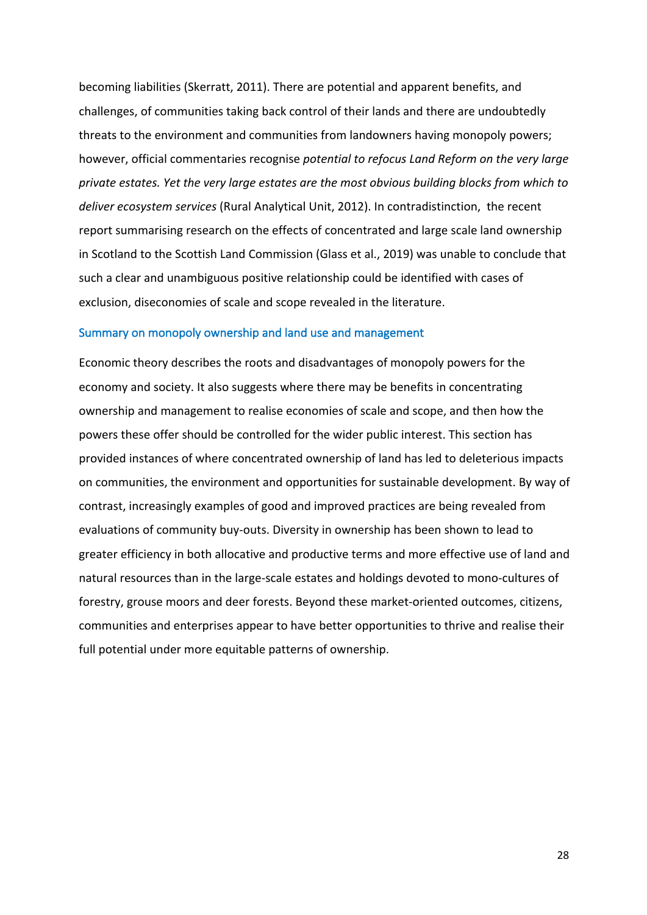becoming liabilities (Skerratt, 2011). There are potential and apparent benefits, and challenges, of communities taking back control of their lands and there are undoubtedly threats to the environment and communities from landowners having monopoly powers; however, official commentaries recognise *potential to refocus Land Reform on the very large private estates. Yet the very large estates are the most obvious building blocks from which to deliver ecosystem services* (Rural Analytical Unit, 2012). In contradistinction, the recent report summarising research on the effects of concentrated and large scale land ownership in Scotland to the Scottish Land Commission (Glass et al., 2019) was unable to conclude that such a clear and unambiguous positive relationship could be identified with cases of exclusion, diseconomies of scale and scope revealed in the literature.

### Summary on monopoly ownership and land use and management

Economic theory describes the roots and disadvantages of monopoly powers for the economy and society. It also suggests where there may be benefits in concentrating ownership and management to realise economies of scale and scope, and then how the powers these offer should be controlled for the wider public interest. This section has provided instances of where concentrated ownership of land has led to deleterious impacts on communities, the environment and opportunities for sustainable development. By way of contrast, increasingly examples of good and improved practices are being revealed from evaluations of community buy-outs. Diversity in ownership has been shown to lead to greater efficiency in both allocative and productive terms and more effective use of land and natural resources than in the large-scale estates and holdings devoted to mono-cultures of forestry, grouse moors and deer forests. Beyond these market-oriented outcomes, citizens, communities and enterprises appear to have better opportunities to thrive and realise their full potential under more equitable patterns of ownership.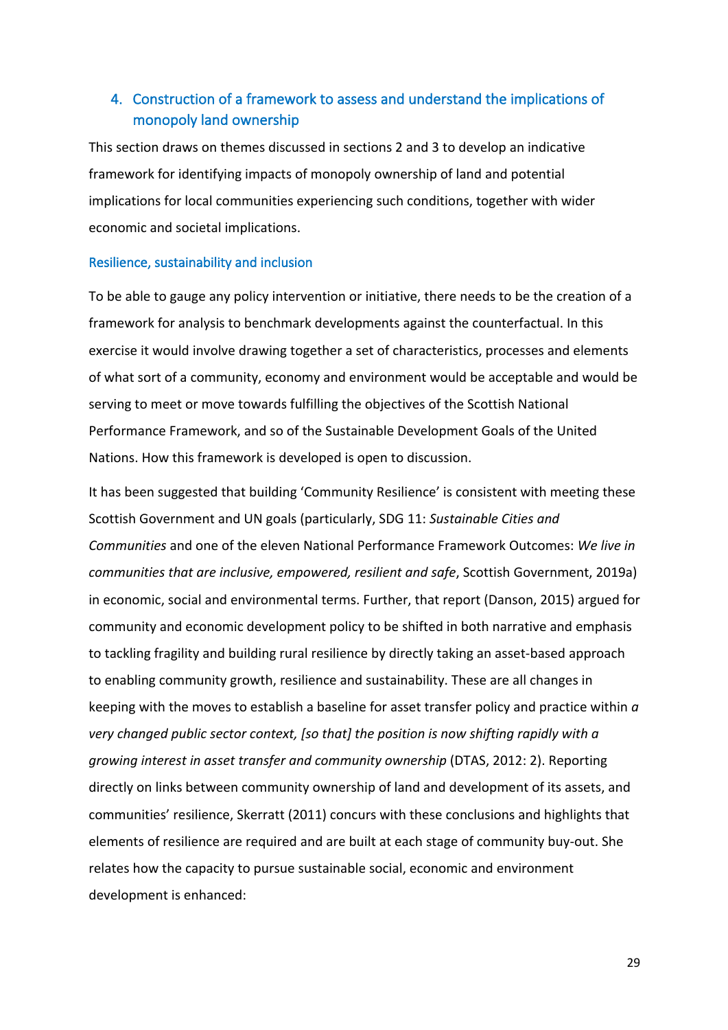## 4. Construction of a framework to assess and understand the implications of monopoly land ownership

This section draws on themes discussed in sections 2 and 3 to develop an indicative framework for identifying impacts of monopoly ownership of land and potential implications for local communities experiencing such conditions, together with wider economic and societal implications.

### Resilience, sustainability and inclusion

To be able to gauge any policy intervention or initiative, there needs to be the creation of a framework for analysis to benchmark developments against the counterfactual. In this exercise it would involve drawing together a set of characteristics, processes and elements of what sort of a community, economy and environment would be acceptable and would be serving to meet or move towards fulfilling the objectives of the Scottish National Performance Framework, and so of the Sustainable Development Goals of the United Nations. How this framework is developed is open to discussion.

It has been suggested that building 'Community Resilience' is consistent with meeting these Scottish Government and UN goals (particularly, SDG 11: *Sustainable Cities and Communities* and one of the eleven National Performance Framework Outcomes: *We live in communities that are inclusive, empowered, resilient and safe*, Scottish Government, 2019a) in economic, social and environmental terms. Further, that report (Danson, 2015) argued for community and economic development policy to be shifted in both narrative and emphasis to tackling fragility and building rural resilience by directly taking an asset-based approach to enabling community growth, resilience and sustainability. These are all changes in keeping with the moves to establish a baseline for asset transfer policy and practice within *a very changed public sector context, [so that] the position is now shifting rapidly with a growing interest in asset transfer and community ownership* (DTAS, 2012: 2). Reporting directly on links between community ownership of land and development of its assets, and communities' resilience, Skerratt (2011) concurs with these conclusions and highlights that elements of resilience are required and are built at each stage of community buy-out. She relates how the capacity to pursue sustainable social, economic and environment development is enhanced: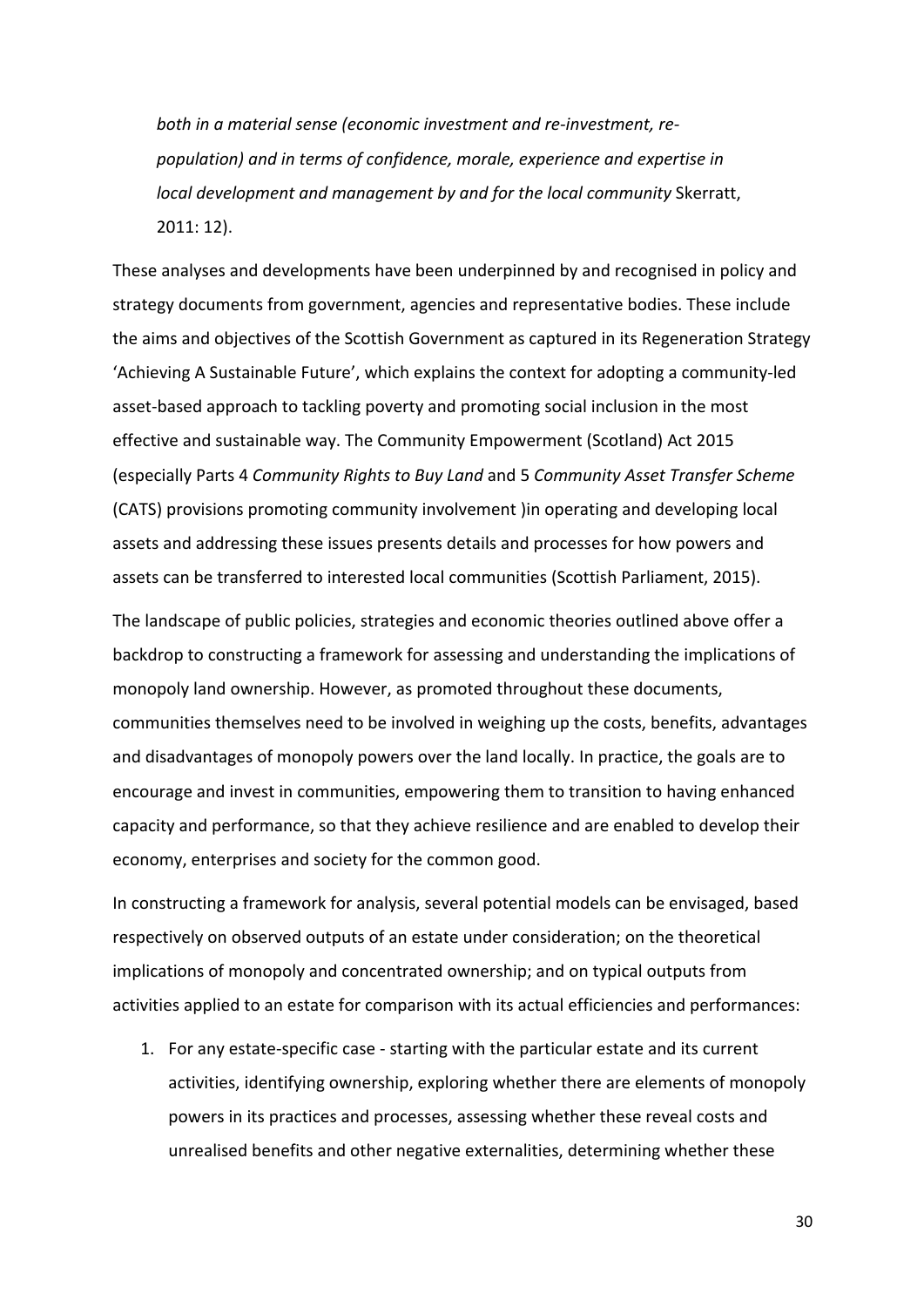*both in a material sense (economic investment and re-investment, re-population) and in terms of confidence, morale, experience and expertise in local development and management by and for the local community* Skerratt, 2011: 12).

These analyses and developments have been underpinned by and recognised in policy and strategy documents from government, agencies and representative bodies. These include the aims and objectives of the Scottish Government as captured in its Regeneration Strategy 'Achieving A Sustainable Future', which explains the context for adopting a community-led asset-based approach to tackling poverty and promoting social inclusion in the most effective and sustainable way. The Community Empowerment (Scotland) Act 2015 (especially Parts 4 *Community Rights to Buy Land* and 5 *Community Asset Transfer Scheme* (CATS) provisions promoting community involvement )in operating and developing local assets and addressing these issues presents details and processes for how powers and assets can be transferred to interested local communities (Scottish Parliament, 2015).

The landscape of public policies, strategies and economic theories outlined above offer a backdrop to constructing a framework for assessing and understanding the implications of monopoly land ownership. However, as promoted throughout these documents, communities themselves need to be involved in weighing up the costs, benefits, advantages and disadvantages of monopoly powers over the land locally. In practice, the goals are to encourage and invest in communities, empowering them to transition to having enhanced capacity and performance, so that they achieve resilience and are enabled to develop their economy, enterprises and society for the common good.

In constructing a framework for analysis, several potential models can be envisaged, based respectively on observed outputs of an estate under consideration; on the theoretical implications of monopoly and concentrated ownership; and on typical outputs from activities applied to an estate for comparison with its actual efficiencies and performances:

1. For any estate-specific case - starting with the particular estate and its current activities, identifying ownership, exploring whether there are elements of monopoly powers in its practices and processes, assessing whether these reveal costs and unrealised benefits and other negative externalities, determining whether these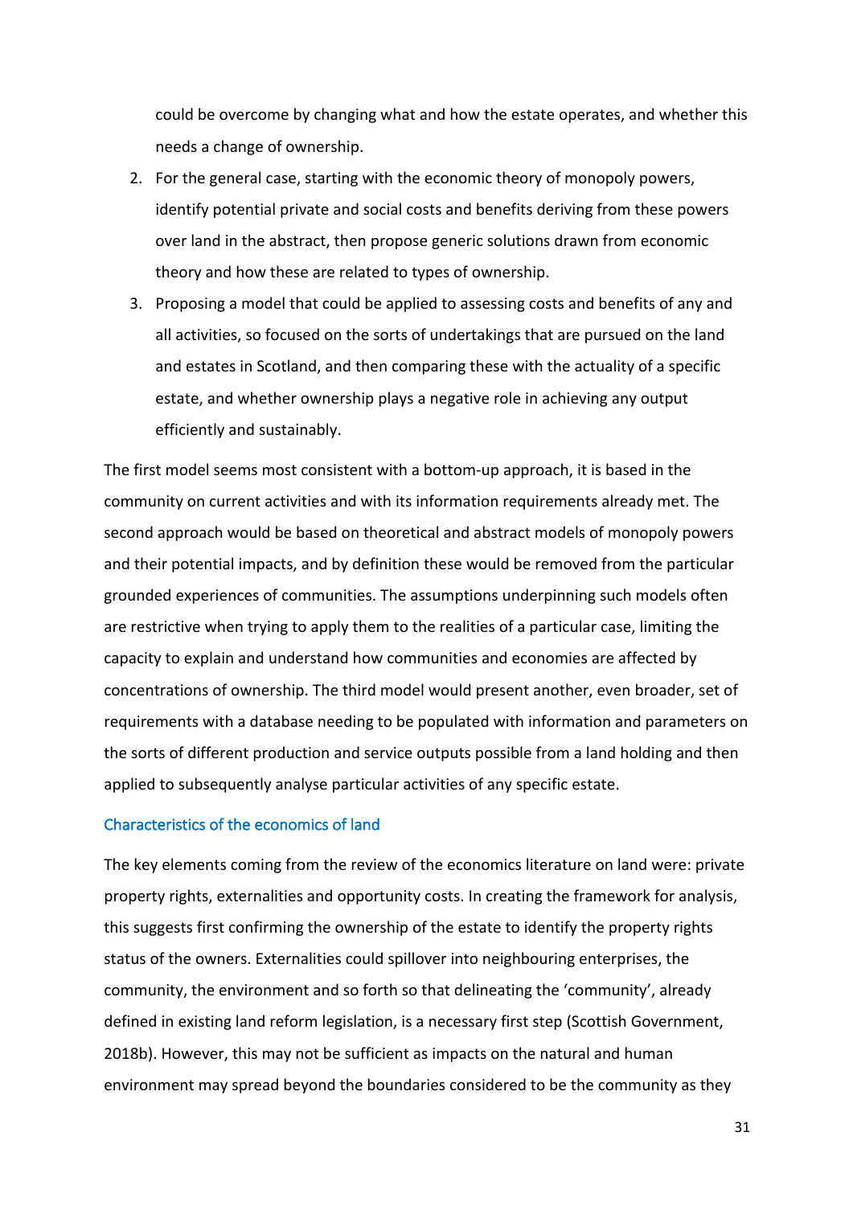could be overcome by changing what and how the estate operates, and whether this needs a change of ownership.

2. For the general case, starting with the economic theory of monopoly powers, identify potential private and social costs and benefits deriving from these powers over land in the abstract, then propose generic solutions drawn from economic theory and how these are related to types of ownership.
3. Proposing a model that could be applied to assessing costs and benefits of any and all activities, so focused on the sorts of undertakings that are pursued on the land and estates in Scotland, and then comparing these with the actuality of a specific estate, and whether ownership plays a negative role in achieving any output efficiently and sustainably.

The first model seems most consistent with a bottom-up approach, it is based in the community on current activities and with its information requirements already met. The second approach would be based on theoretical and abstract models of monopoly powers and their potential impacts, and by definition these would be removed from the particular grounded experiences of communities. The assumptions underpinning such models often are restrictive when trying to apply them to the realities of a particular case, limiting the capacity to explain and understand how communities and economies are affected by concentrations of ownership. The third model would present another, even broader, set of requirements with a database needing to be populated with information and parameters on the sorts of different production and service outputs possible from a land holding and then applied to subsequently analyse particular activities of any specific estate.

### Characteristics of the economics of land

The key elements coming from the review of the economics literature on land were: private property rights, externalities and opportunity costs. In creating the framework for analysis, this suggests first confirming the ownership of the estate to identify the property rights status of the owners. Externalities could spillover into neighbouring enterprises, the community, the environment and so forth so that delineating the 'community', already defined in existing land reform legislation, is a necessary first step (Scottish Government, 2018b). However, this may not be sufficient as impacts on the natural and human environment may spread beyond the boundaries considered to be the community as they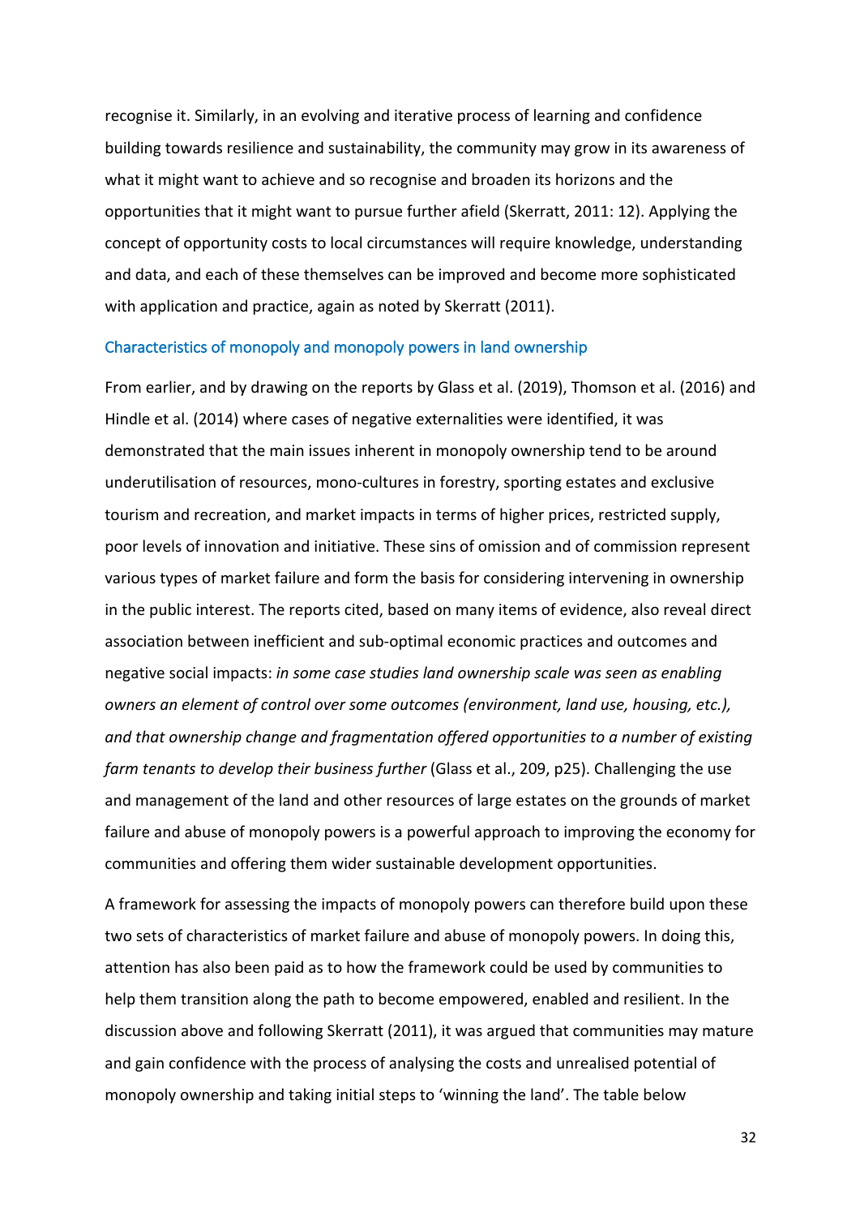recognise it. Similarly, in an evolving and iterative process of learning and confidence building towards resilience and sustainability, the community may grow in its awareness of what it might want to achieve and so recognise and broaden its horizons and the opportunities that it might want to pursue further afield (Skerratt, 2011: 12). Applying the concept of opportunity costs to local circumstances will require knowledge, understanding and data, and each of these themselves can be improved and become more sophisticated with application and practice, again as noted by Skerratt (2011).

### Characteristics of monopoly and monopoly powers in land ownership

From earlier, and by drawing on the reports by Glass et al. (2019), Thomson et al. (2016) and Hindle et al. (2014) where cases of negative externalities were identified, it was demonstrated that the main issues inherent in monopoly ownership tend to be around underutilisation of resources, mono-cultures in forestry, sporting estates and exclusive tourism and recreation, and market impacts in terms of higher prices, restricted supply, poor levels of innovation and initiative. These sins of omission and of commission represent various types of market failure and form the basis for considering intervening in ownership in the public interest. The reports cited, based on many items of evidence, also reveal direct association between inefficient and sub-optimal economic practices and outcomes and negative social impacts: *in some case studies land ownership scale was seen as enabling owners an element of control over some outcomes (environment, land use, housing, etc.), and that ownership change and fragmentation offered opportunities to a number of existing farm tenants to develop their business further* (Glass et al., 209, p25). Challenging the use and management of the land and other resources of large estates on the grounds of market failure and abuse of monopoly powers is a powerful approach to improving the economy for communities and offering them wider sustainable development opportunities.

A framework for assessing the impacts of monopoly powers can therefore build upon these two sets of characteristics of market failure and abuse of monopoly powers. In doing this, attention has also been paid as to how the framework could be used by communities to help them transition along the path to become empowered, enabled and resilient. In the discussion above and following Skerratt (2011), it was argued that communities may mature and gain confidence with the process of analysing the costs and unrealised potential of monopoly ownership and taking initial steps to 'winning the land'. The table below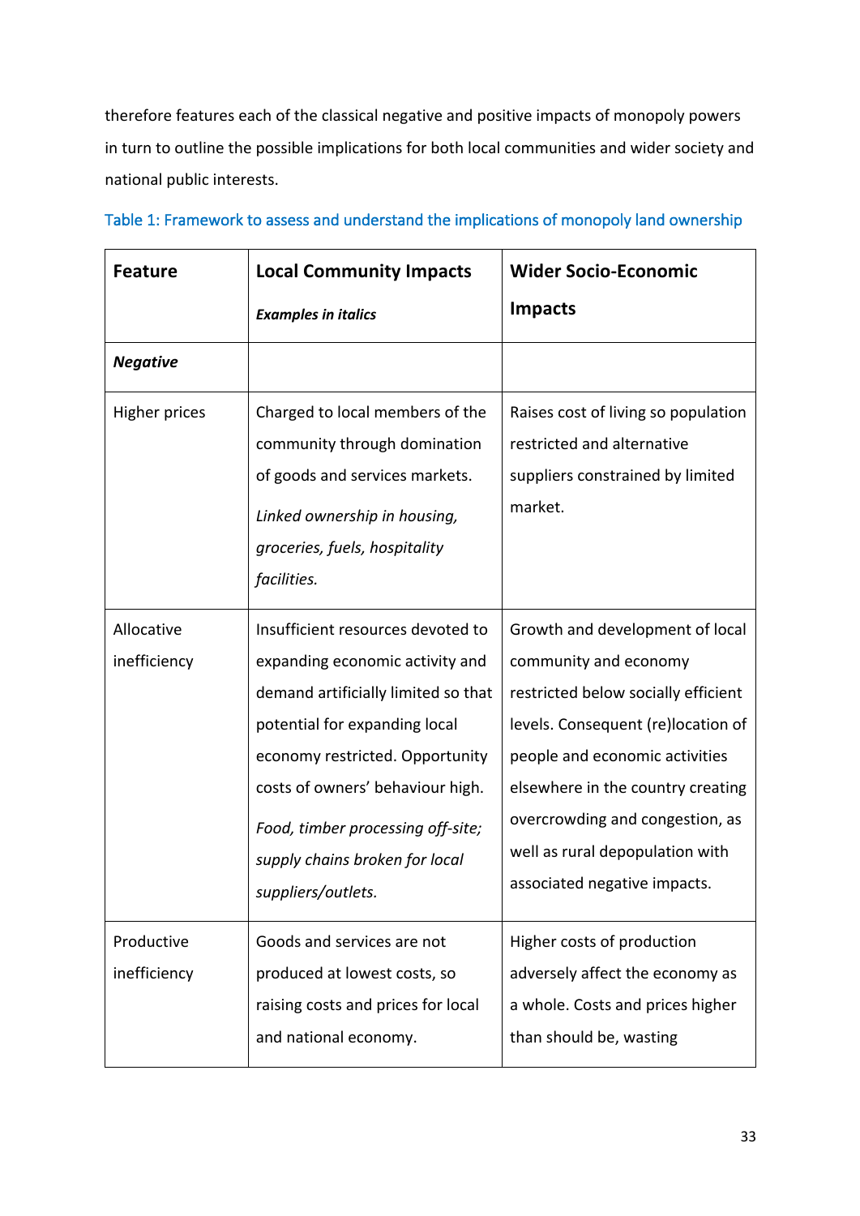therefore features each of the classical negative and positive impacts of monopoly powers in turn to outline the possible implications for both local communities and wider society and national public interests.

Table 1: Framework to assess and understand the implications of monopoly land ownership

| **Feature** | **Local Community Impacts** <br> ***Examples in italics*** | **Wider Socio-Economic Impacts** |
|---|---|---|
| ***Negative*** | | |
| Higher prices | Charged to local members of the community through domination of goods and services markets. <br> *Linked ownership in housing, groceries, fuels, hospitality facilities.* | Raises cost of living so population restricted and alternative suppliers constrained by limited market. |
| Allocative inefficiency | Insufficient resources devoted to expanding economic activity and demand artificially limited so that potential for expanding local economy restricted. Opportunity costs of owners' behaviour high. <br> *Food, timber processing off-site; supply chains broken for local suppliers/outlets.* | Growth and development of local community and economy restricted below socially efficient levels. Consequent (re)location of people and economic activities elsewhere in the country creating overcrowding and congestion, as well as rural depopulation with associated negative impacts. |
| Productive inefficiency | Goods and services are not produced at lowest costs, so raising costs and prices for local and national economy. | Higher costs of production adversely affect the economy as a whole. Costs and prices higher than should be, wasting |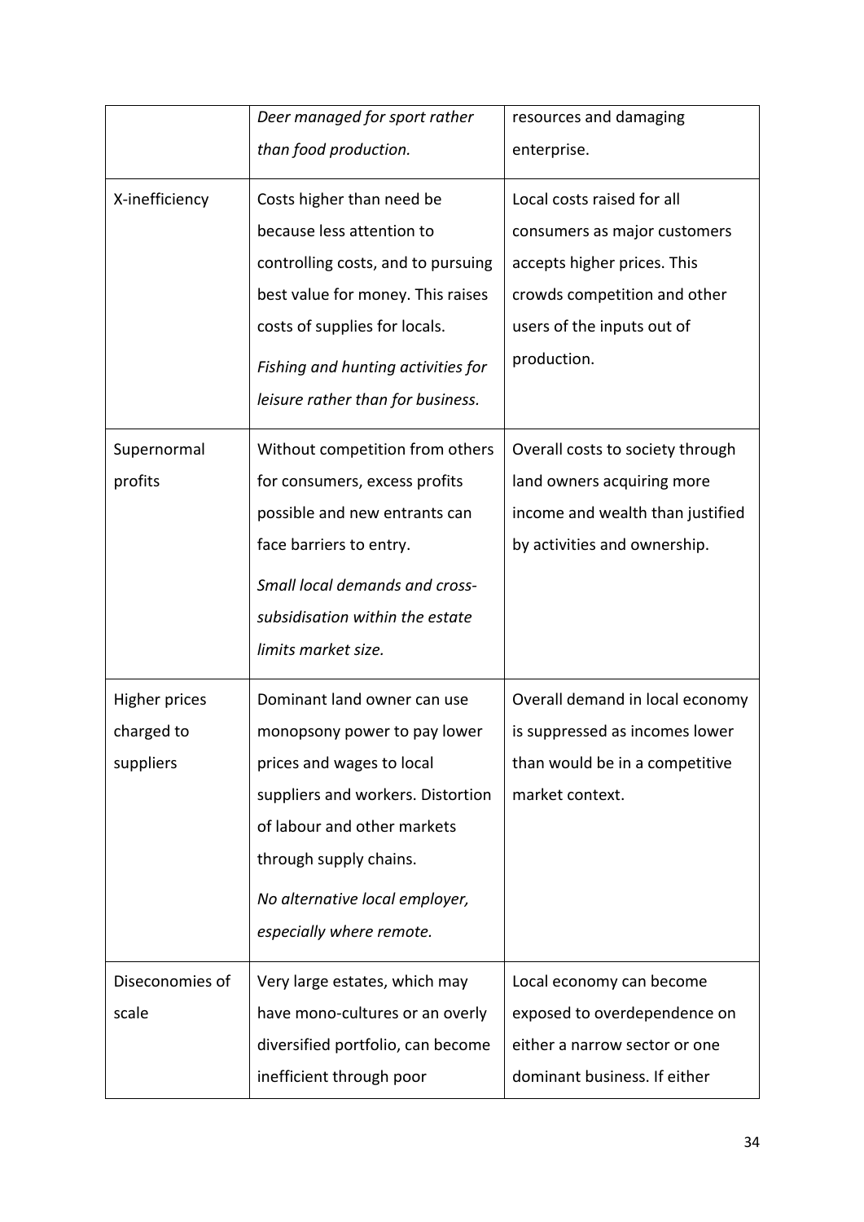|  |  |  |
|---|---|---|
|  | *Deer managed for sport rather than food production.* | resources and damaging enterprise. |
| X-inefficiency | Costs higher than need be because less attention to controlling costs, and to pursuing best value for money. This raises costs of supplies for locals. *Fishing and hunting activities for leisure rather than for business.* | Local costs raised for all consumers as major customers accepts higher prices. This crowds competition and other users of the inputs out of production. |
| Supernormal profits | Without competition from others for consumers, excess profits possible and new entrants can face barriers to entry. *Small local demands and cross-subsidisation within the estate limits market size.* | Overall costs to society through land owners acquiring more income and wealth than justified by activities and ownership. |
| Higher prices charged to suppliers | Dominant land owner can use monopsony power to pay lower prices and wages to local suppliers and workers. Distortion of labour and other markets through supply chains. *No alternative local employer, especially where remote.* | Overall demand in local economy is suppressed as incomes lower than would be in a competitive market context. |
| Diseconomies of scale | Very large estates, which may have mono-cultures or an overly diversified portfolio, can become inefficient through poor | Local economy can become exposed to overdependence on either a narrow sector or one dominant business. If either |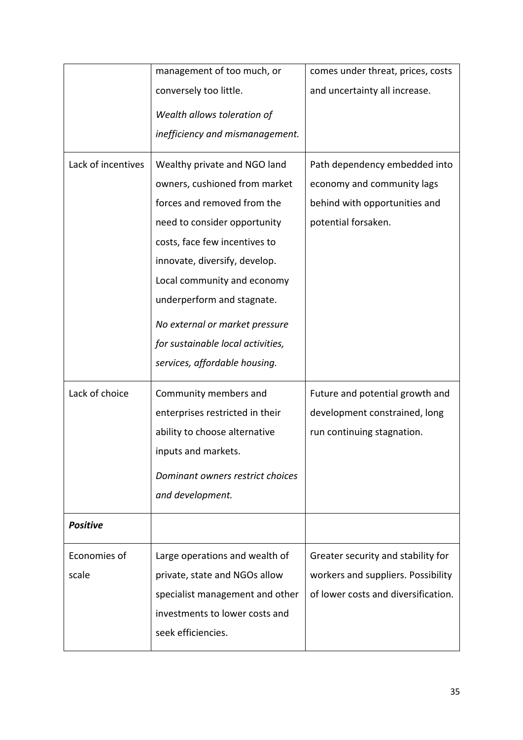| | | |
|---|---|---|
| | management of too much, or conversely too little. *Wealth allows toleration of inefficiency and mismanagement.* | comes under threat, prices, costs and uncertainty all increase. |
| Lack of incentives | Wealthy private and NGO land owners, cushioned from market forces and removed from the need to consider opportunity costs, face few incentives to innovate, diversify, develop. Local community and economy underperform and stagnate. *No external or market pressure for sustainable local activities, services, affordable housing.* | Path dependency embedded into economy and community lags behind with opportunities and potential forsaken. |
| Lack of choice | Community members and enterprises restricted in their ability to choose alternative inputs and markets. *Dominant owners restrict choices and development.* | Future and potential growth and development constrained, long run continuing stagnation. |
| ***Positive*** | | |
| Economies of scale | Large operations and wealth of private, state and NGOs allow specialist management and other investments to lower costs and seek efficiencies. | Greater security and stability for workers and suppliers. Possibility of lower costs and diversification. |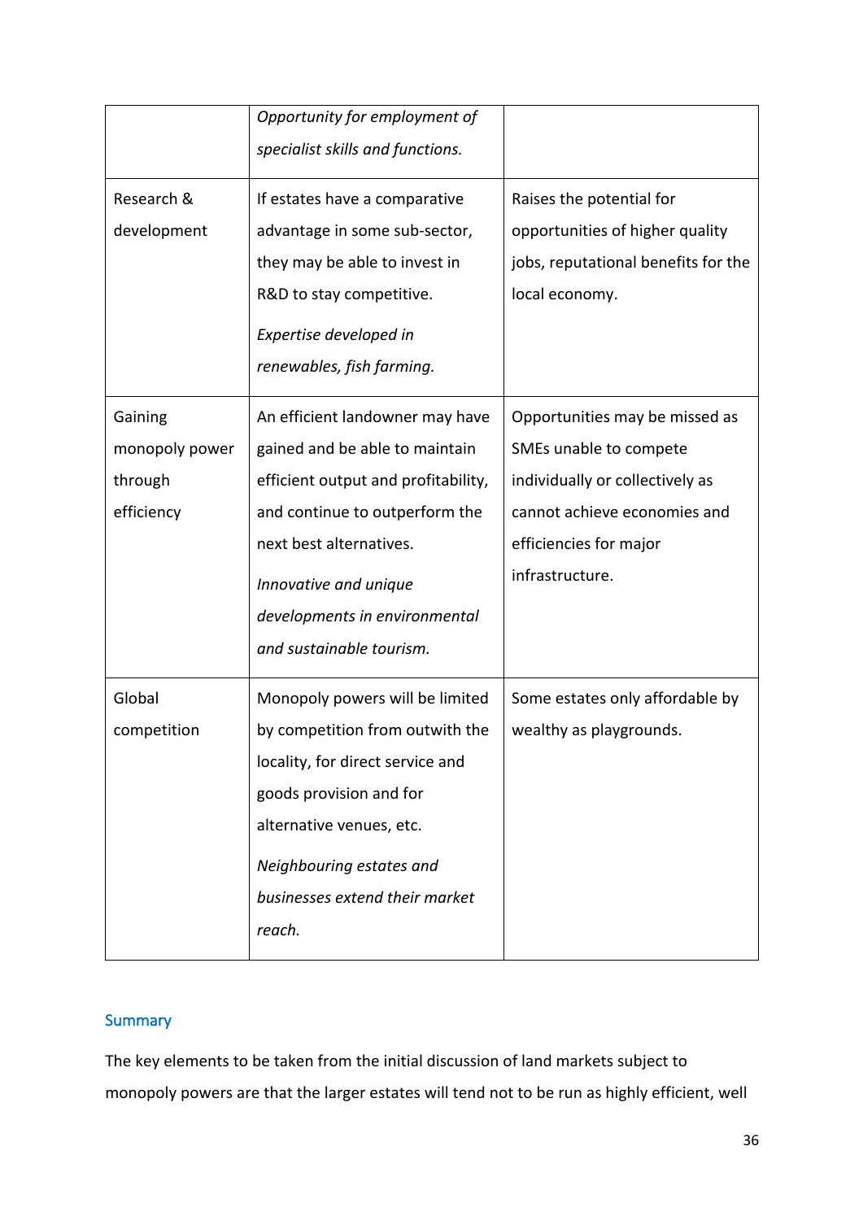| | | |
|---|---|---|
| | *Opportunity for employment of specialist skills and functions.* | |
| Research & development | If estates have a comparative advantage in some sub-sector, they may be able to invest in R&D to stay competitive.<br><br>*Expertise developed in renewables, fish farming.* | Raises the potential for opportunities of higher quality jobs, reputational benefits for the local economy. |
| Gaining monopoly power through efficiency | An efficient landowner may have gained and be able to maintain efficient output and profitability, and continue to outperform the next best alternatives.<br><br>*Innovative and unique developments in environmental and sustainable tourism.* | Opportunities may be missed as SMEs unable to compete individually or collectively as cannot achieve economies and efficiencies for major infrastructure. |
| Global competition | Monopoly powers will be limited by competition from outwith the locality, for direct service and goods provision and for alternative venues, etc.<br><br>*Neighbouring estates and businesses extend their market reach.* | Some estates only affordable by wealthy as playgrounds. |

## Summary

The key elements to be taken from the initial discussion of land markets subject to monopoly powers are that the larger estates will tend not to be run as highly efficient, well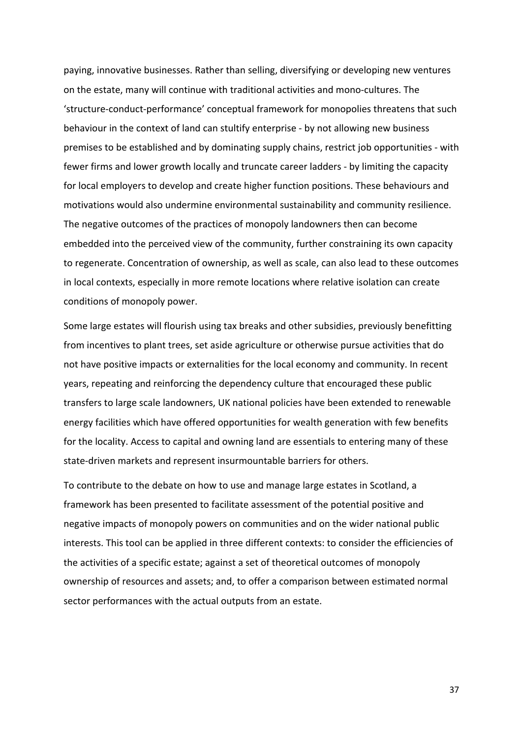paying, innovative businesses. Rather than selling, diversifying or developing new ventures on the estate, many will continue with traditional activities and mono-cultures. The 'structure-conduct-performance' conceptual framework for monopolies threatens that such behaviour in the context of land can stultify enterprise - by not allowing new business premises to be established and by dominating supply chains, restrict job opportunities - with fewer firms and lower growth locally and truncate career ladders - by limiting the capacity for local employers to develop and create higher function positions. These behaviours and motivations would also undermine environmental sustainability and community resilience. The negative outcomes of the practices of monopoly landowners then can become embedded into the perceived view of the community, further constraining its own capacity to regenerate. Concentration of ownership, as well as scale, can also lead to these outcomes in local contexts, especially in more remote locations where relative isolation can create conditions of monopoly power.

Some large estates will flourish using tax breaks and other subsidies, previously benefitting from incentives to plant trees, set aside agriculture or otherwise pursue activities that do not have positive impacts or externalities for the local economy and community. In recent years, repeating and reinforcing the dependency culture that encouraged these public transfers to large scale landowners, UK national policies have been extended to renewable energy facilities which have offered opportunities for wealth generation with few benefits for the locality. Access to capital and owning land are essentials to entering many of these state-driven markets and represent insurmountable barriers for others.

To contribute to the debate on how to use and manage large estates in Scotland, a framework has been presented to facilitate assessment of the potential positive and negative impacts of monopoly powers on communities and on the wider national public interests. This tool can be applied in three different contexts: to consider the efficiencies of the activities of a specific estate; against a set of theoretical outcomes of monopoly ownership of resources and assets; and, to offer a comparison between estimated normal sector performances with the actual outputs from an estate.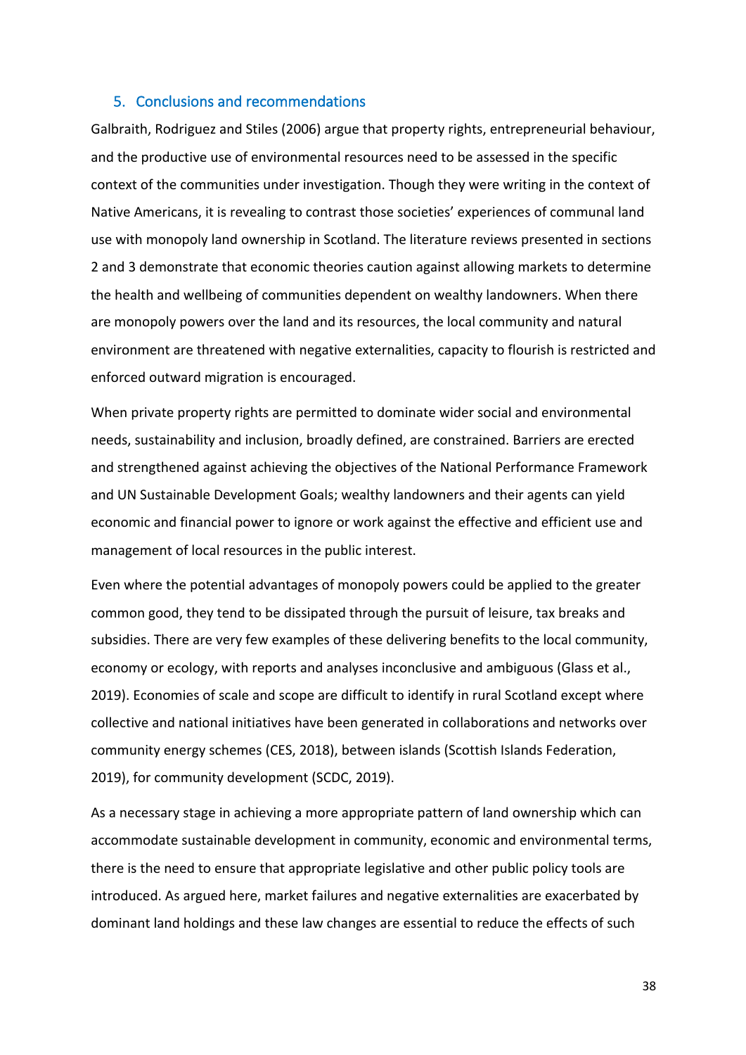## 5. Conclusions and recommendations

Galbraith, Rodriguez and Stiles (2006) argue that property rights, entrepreneurial behaviour, and the productive use of environmental resources need to be assessed in the specific context of the communities under investigation. Though they were writing in the context of Native Americans, it is revealing to contrast those societies' experiences of communal land use with monopoly land ownership in Scotland. The literature reviews presented in sections 2 and 3 demonstrate that economic theories caution against allowing markets to determine the health and wellbeing of communities dependent on wealthy landowners. When there are monopoly powers over the land and its resources, the local community and natural environment are threatened with negative externalities, capacity to flourish is restricted and enforced outward migration is encouraged.

When private property rights are permitted to dominate wider social and environmental needs, sustainability and inclusion, broadly defined, are constrained. Barriers are erected and strengthened against achieving the objectives of the National Performance Framework and UN Sustainable Development Goals; wealthy landowners and their agents can yield economic and financial power to ignore or work against the effective and efficient use and management of local resources in the public interest.

Even where the potential advantages of monopoly powers could be applied to the greater common good, they tend to be dissipated through the pursuit of leisure, tax breaks and subsidies. There are very few examples of these delivering benefits to the local community, economy or ecology, with reports and analyses inconclusive and ambiguous (Glass et al., 2019). Economies of scale and scope are difficult to identify in rural Scotland except where collective and national initiatives have been generated in collaborations and networks over community energy schemes (CES, 2018), between islands (Scottish Islands Federation, 2019), for community development (SCDC, 2019).

As a necessary stage in achieving a more appropriate pattern of land ownership which can accommodate sustainable development in community, economic and environmental terms, there is the need to ensure that appropriate legislative and other public policy tools are introduced. As argued here, market failures and negative externalities are exacerbated by dominant land holdings and these law changes are essential to reduce the effects of such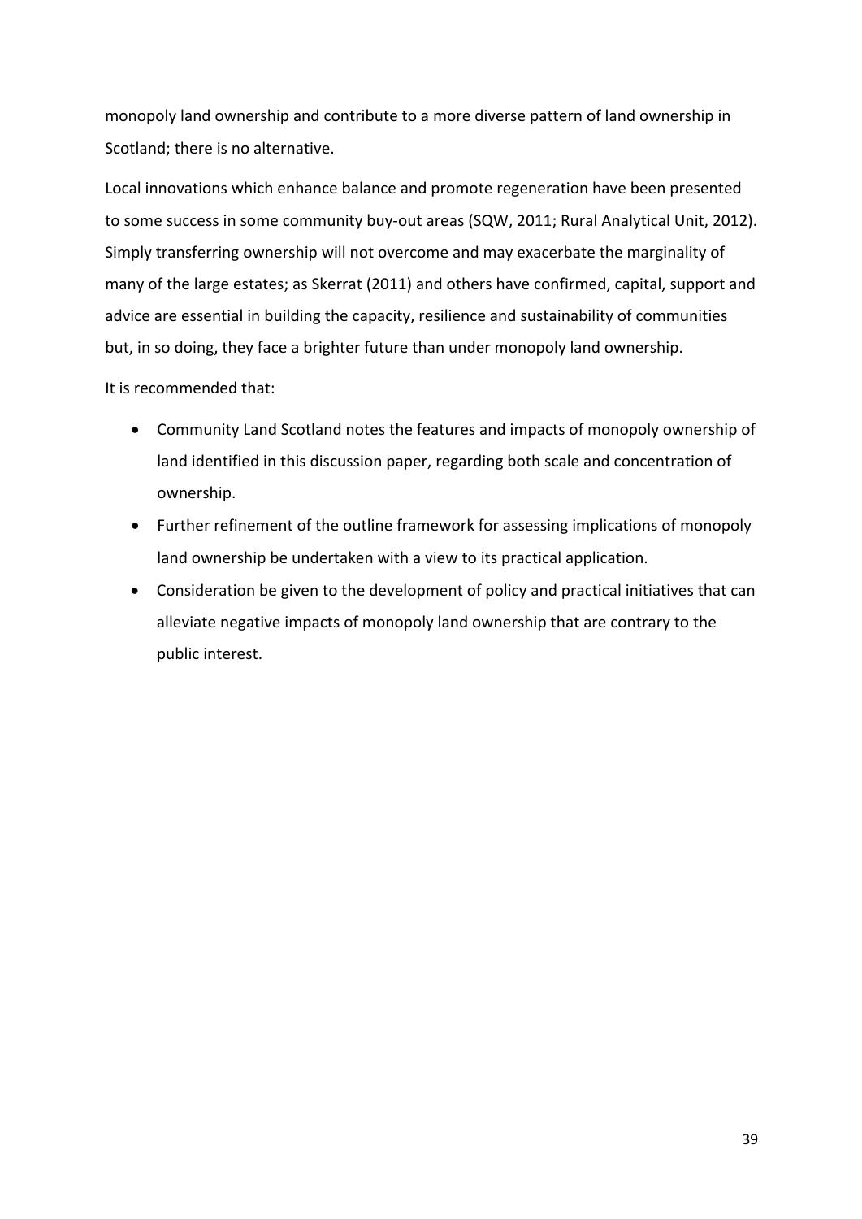monopoly land ownership and contribute to a more diverse pattern of land ownership in Scotland; there is no alternative.

Local innovations which enhance balance and promote regeneration have been presented to some success in some community buy-out areas (SQW, 2011; Rural Analytical Unit, 2012). Simply transferring ownership will not overcome and may exacerbate the marginality of many of the large estates; as Skerrat (2011) and others have confirmed, capital, support and advice are essential in building the capacity, resilience and sustainability of communities but, in so doing, they face a brighter future than under monopoly land ownership.

It is recommended that:

- Community Land Scotland notes the features and impacts of monopoly ownership of land identified in this discussion paper, regarding both scale and concentration of ownership.
- Further refinement of the outline framework for assessing implications of monopoly land ownership be undertaken with a view to its practical application.
- Consideration be given to the development of policy and practical initiatives that can alleviate negative impacts of monopoly land ownership that are contrary to the public interest.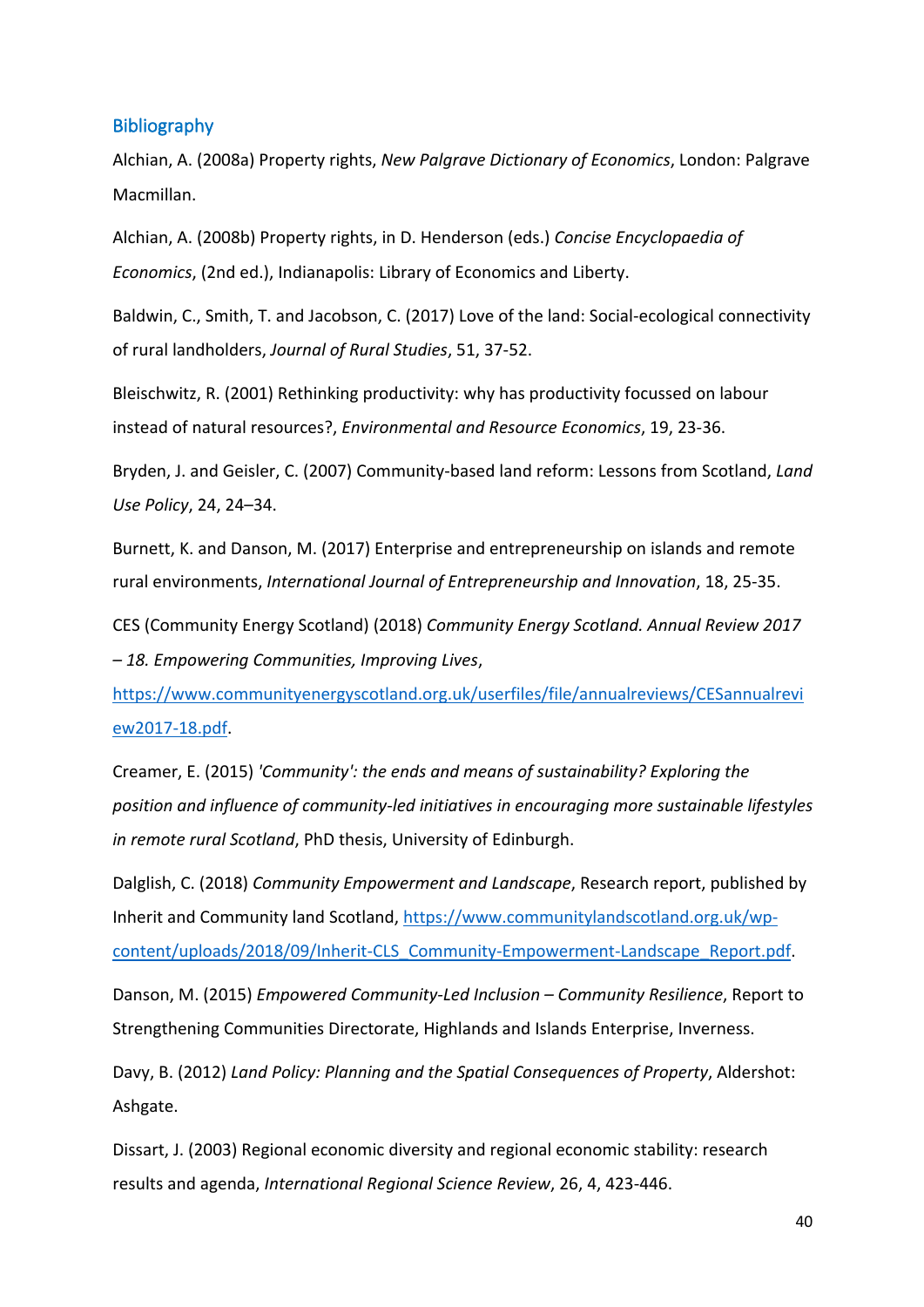## Bibliography

Alchian, A. (2008a) Property rights, *New Palgrave Dictionary of Economics*, London: Palgrave Macmillan.

Alchian, A. (2008b) Property rights, in D. Henderson (eds.) *Concise Encyclopaedia of Economics*, (2nd ed.), Indianapolis: Library of Economics and Liberty.

Baldwin, C., Smith, T. and Jacobson, C. (2017) Love of the land: Social-ecological connectivity of rural landholders, *Journal of Rural Studies*, 51, 37-52.

Bleischwitz, R. (2001) Rethinking productivity: why has productivity focussed on labour instead of natural resources?, *Environmental and Resource Economics*, 19, 23-36.

Bryden, J. and Geisler, C. (2007) Community-based land reform: Lessons from Scotland, *Land Use Policy*, 24, 24–34.

Burnett, K. and Danson, M. (2017) Enterprise and entrepreneurship on islands and remote rural environments, *International Journal of Entrepreneurship and Innovation*, 18, 25-35.

CES (Community Energy Scotland) (2018) *Community Energy Scotland. Annual Review 2017 – 18. Empowering Communities, Improving Lives*, https://www.communityenergyscotland.org.uk/userfiles/file/annualreviews/CESannualreview2017-18.pdf.

Creamer, E. (2015) *'Community': the ends and means of sustainability? Exploring the position and influence of community-led initiatives in encouraging more sustainable lifestyles in remote rural Scotland*, PhD thesis, University of Edinburgh.

Dalglish, C. (2018) *Community Empowerment and Landscape*, Research report, published by Inherit and Community land Scotland, https://www.communitylandscotland.org.uk/wp-content/uploads/2018/09/Inherit-CLS_Community-Empowerment-Landscape_Report.pdf.

Danson, M. (2015) *Empowered Community-Led Inclusion – Community Resilience*, Report to Strengthening Communities Directorate, Highlands and Islands Enterprise, Inverness.

Davy, B. (2012) *Land Policy: Planning and the Spatial Consequences of Property*, Aldershot: Ashgate.

Dissart, J. (2003) Regional economic diversity and regional economic stability: research results and agenda, *International Regional Science Review*, 26, 4, 423-446.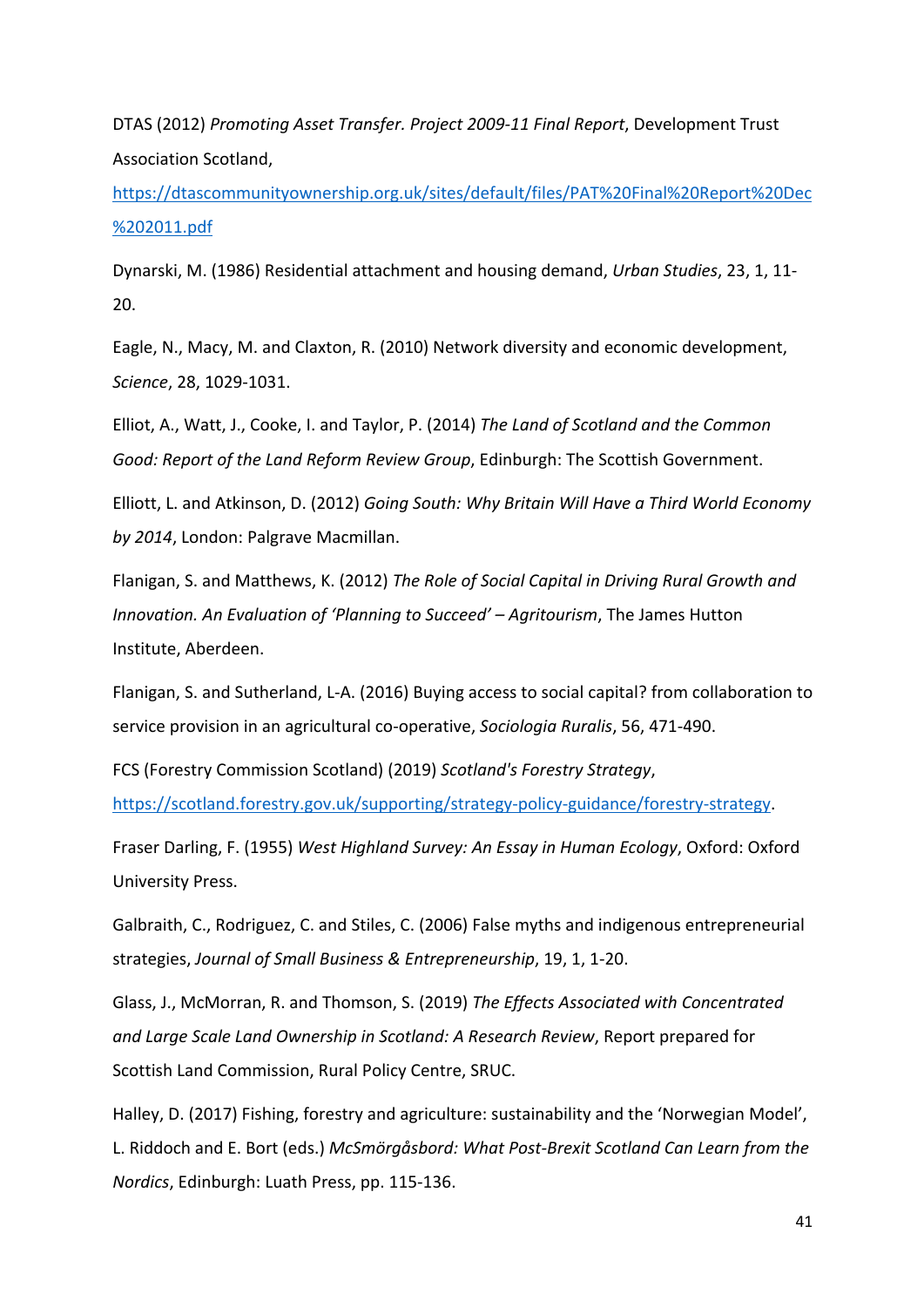DTAS (2012) *Promoting Asset Transfer. Project 2009-11 Final Report*, Development Trust Association Scotland, https://dtascommunityownership.org.uk/sites/default/files/PAT%20Final%20Report%20Dec%202011.pdf

Dynarski, M. (1986) Residential attachment and housing demand, *Urban Studies*, 23, 1, 11-20.

Eagle, N., Macy, M. and Claxton, R. (2010) Network diversity and economic development, *Science*, 28, 1029-1031.

Elliot, A., Watt, J., Cooke, I. and Taylor, P. (2014) *The Land of Scotland and the Common Good: Report of the Land Reform Review Group*, Edinburgh: The Scottish Government.

Elliott, L. and Atkinson, D. (2012) *Going South: Why Britain Will Have a Third World Economy by 2014*, London: Palgrave Macmillan.

Flanigan, S. and Matthews, K. (2012) *The Role of Social Capital in Driving Rural Growth and Innovation. An Evaluation of 'Planning to Succeed' – Agritourism*, The James Hutton Institute, Aberdeen.

Flanigan, S. and Sutherland, L-A. (2016) Buying access to social capital? from collaboration to service provision in an agricultural co-operative, *Sociologia Ruralis*, 56, 471-490.

FCS (Forestry Commission Scotland) (2019) *Scotland's Forestry Strategy*, https://scotland.forestry.gov.uk/supporting/strategy-policy-guidance/forestry-strategy.

Fraser Darling, F. (1955) *West Highland Survey: An Essay in Human Ecology*, Oxford: Oxford University Press.

Galbraith, C., Rodriguez, C. and Stiles, C. (2006) False myths and indigenous entrepreneurial strategies, *Journal of Small Business & Entrepreneurship*, 19, 1, 1-20.

Glass, J., McMorran, R. and Thomson, S. (2019) *The Effects Associated with Concentrated and Large Scale Land Ownership in Scotland: A Research Review*, Report prepared for Scottish Land Commission, Rural Policy Centre, SRUC.

Halley, D. (2017) Fishing, forestry and agriculture: sustainability and the 'Norwegian Model', L. Riddoch and E. Bort (eds.) *McSmörgåsbord: What Post-Brexit Scotland Can Learn from the Nordics*, Edinburgh: Luath Press, pp. 115-136.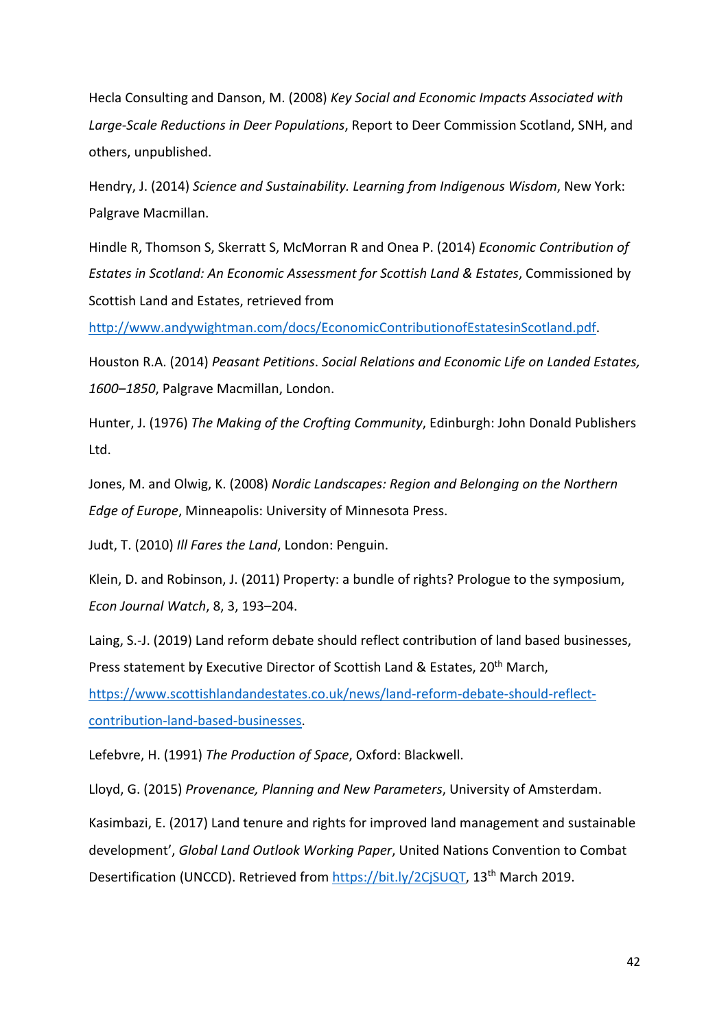Hecla Consulting and Danson, M. (2008) *Key Social and Economic Impacts Associated with Large-Scale Reductions in Deer Populations*, Report to Deer Commission Scotland, SNH, and others, unpublished.

Hendry, J. (2014) *Science and Sustainability. Learning from Indigenous Wisdom*, New York: Palgrave Macmillan.

Hindle R, Thomson S, Skerratt S, McMorran R and Onea P. (2014) *Economic Contribution of Estates in Scotland: An Economic Assessment for Scottish Land & Estates*, Commissioned by Scottish Land and Estates, retrieved from http://www.andywightman.com/docs/EconomicContributionofEstatesinScotland.pdf.

Houston R.A. (2014) *Peasant Petitions. Social Relations and Economic Life on Landed Estates, 1600–1850*, Palgrave Macmillan, London.

Hunter, J. (1976) *The Making of the Crofting Community*, Edinburgh: John Donald Publishers Ltd.

Jones, M. and Olwig, K. (2008) *Nordic Landscapes: Region and Belonging on the Northern Edge of Europe*, Minneapolis: University of Minnesota Press.

Judt, T. (2010) *Ill Fares the Land*, London: Penguin.

Klein, D. and Robinson, J. (2011) Property: a bundle of rights? Prologue to the symposium, *Econ Journal Watch*, 8, 3, 193–204.

Laing, S.-J. (2019) Land reform debate should reflect contribution of land based businesses, Press statement by Executive Director of Scottish Land & Estates, 20th March, https://www.scottishlandandestates.co.uk/news/land-reform-debate-should-reflect-contribution-land-based-businesses.

Lefebvre, H. (1991) *The Production of Space*, Oxford: Blackwell.

Lloyd, G. (2015) *Provenance, Planning and New Parameters*, University of Amsterdam.

Kasimbazi, E. (2017) Land tenure and rights for improved land management and sustainable development', *Global Land Outlook Working Paper*, United Nations Convention to Combat Desertification (UNCCD). Retrieved from https://bit.ly/2CjSUQT, 13th March 2019.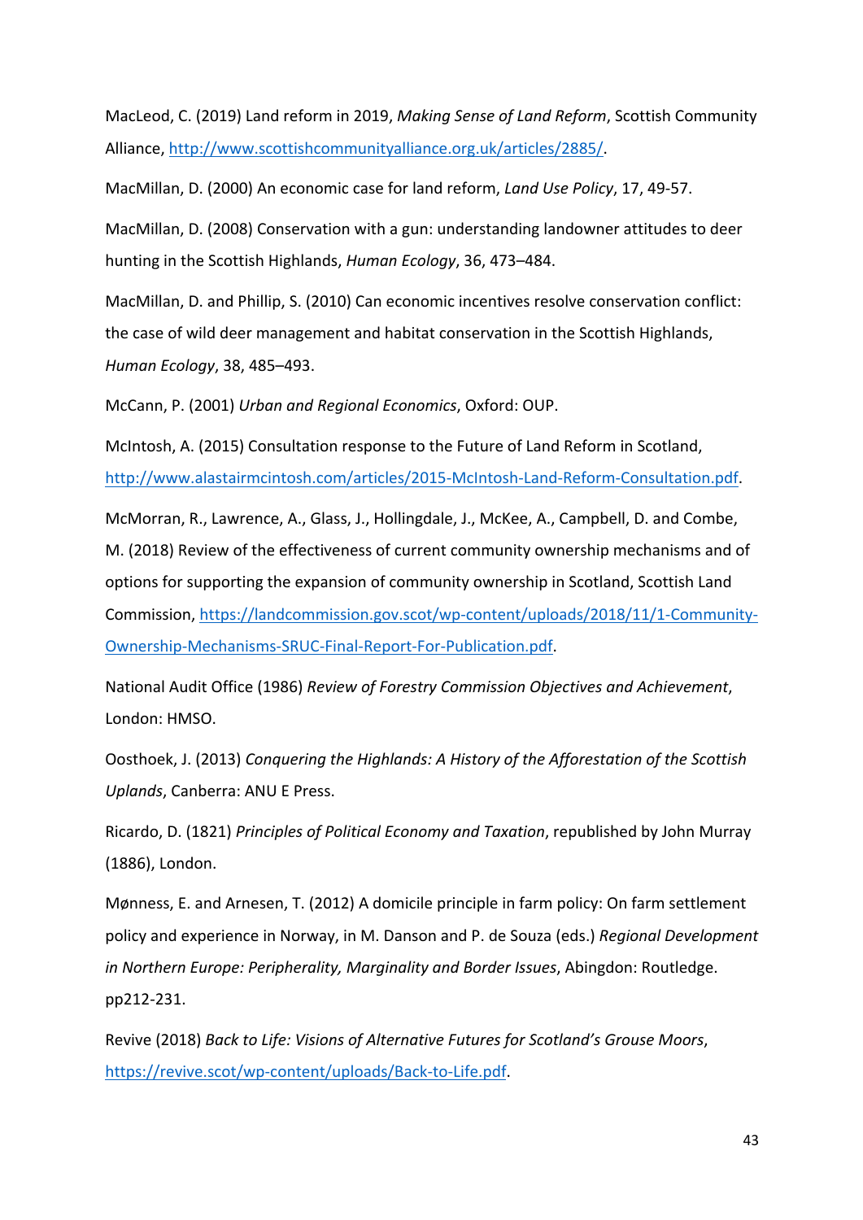MacLeod, C. (2019) Land reform in 2019, *Making Sense of Land Reform*, Scottish Community Alliance, http://www.scottishcommunityalliance.org.uk/articles/2885/.

MacMillan, D. (2000) An economic case for land reform, *Land Use Policy*, 17, 49-57.

MacMillan, D. (2008) Conservation with a gun: understanding landowner attitudes to deer hunting in the Scottish Highlands, *Human Ecology*, 36, 473–484.

MacMillan, D. and Phillip, S. (2010) Can economic incentives resolve conservation conflict: the case of wild deer management and habitat conservation in the Scottish Highlands, *Human Ecology*, 38, 485–493.

McCann, P. (2001) *Urban and Regional Economics*, Oxford: OUP.

McIntosh, A. (2015) Consultation response to the Future of Land Reform in Scotland, http://www.alastairmcintosh.com/articles/2015-McIntosh-Land-Reform-Consultation.pdf.

McMorran, R., Lawrence, A., Glass, J., Hollingdale, J., McKee, A., Campbell, D. and Combe, M. (2018) Review of the effectiveness of current community ownership mechanisms and of options for supporting the expansion of community ownership in Scotland, Scottish Land Commission, https://landcommission.gov.scot/wp-content/uploads/2018/11/1-Community-Ownership-Mechanisms-SRUC-Final-Report-For-Publication.pdf.

National Audit Office (1986) *Review of Forestry Commission Objectives and Achievement*, London: HMSO.

Oosthoek, J. (2013) *Conquering the Highlands: A History of the Afforestation of the Scottish Uplands*, Canberra: ANU E Press.

Ricardo, D. (1821) *Principles of Political Economy and Taxation*, republished by John Murray (1886), London.

Mønness, E. and Arnesen, T. (2012) A domicile principle in farm policy: On farm settlement policy and experience in Norway, in M. Danson and P. de Souza (eds.) *Regional Development in Northern Europe: Peripherality, Marginality and Border Issues*, Abingdon: Routledge. pp212-231.

Revive (2018) *Back to Life: Visions of Alternative Futures for Scotland's Grouse Moors*, https://revive.scot/wp-content/uploads/Back-to-Life.pdf.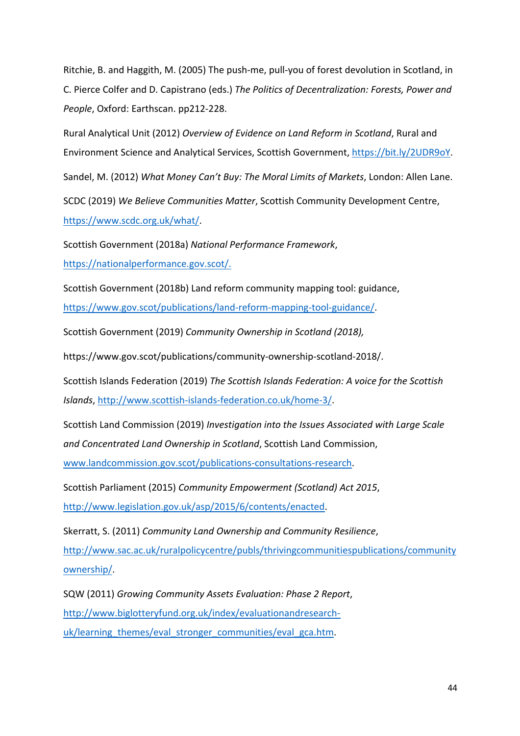Ritchie, B. and Haggith, M. (2005) The push-me, pull-you of forest devolution in Scotland, in C. Pierce Colfer and D. Capistrano (eds.) *The Politics of Decentralization: Forests, Power and People*, Oxford: Earthscan. pp212-228.

Rural Analytical Unit (2012) *Overview of Evidence on Land Reform in Scotland*, Rural and Environment Science and Analytical Services, Scottish Government, https://bit.ly/2UDR9oY.

Sandel, M. (2012) *What Money Can't Buy: The Moral Limits of Markets*, London: Allen Lane.

SCDC (2019) *We Believe Communities Matter*, Scottish Community Development Centre, https://www.scdc.org.uk/what/.

Scottish Government (2018a) *National Performance Framework*, https://nationalperformance.gov.scot/.

Scottish Government (2018b) Land reform community mapping tool: guidance, https://www.gov.scot/publications/land-reform-mapping-tool-guidance/.

Scottish Government (2019) *Community Ownership in Scotland (2018),*

https://www.gov.scot/publications/community-ownership-scotland-2018/.

Scottish Islands Federation (2019) *The Scottish Islands Federation: A voice for the Scottish Islands*, http://www.scottish-islands-federation.co.uk/home-3/.

Scottish Land Commission (2019) *Investigation into the Issues Associated with Large Scale and Concentrated Land Ownership in Scotland*, Scottish Land Commission, www.landcommission.gov.scot/publications-consultations-research.

Scottish Parliament (2015) *Community Empowerment (Scotland) Act 2015*, http://www.legislation.gov.uk/asp/2015/6/contents/enacted.

Skerratt, S. (2011) *Community Land Ownership and Community Resilience*, http://www.sac.ac.uk/ruralpolicycentre/publs/thrivingcommunitiespublications/communityownership/.

SQW (2011) *Growing Community Assets Evaluation: Phase 2 Report*, http://www.biglotteryfund.org.uk/index/evaluationandresearch-uk/learning_themes/eval_stronger_communities/eval_gca.htm.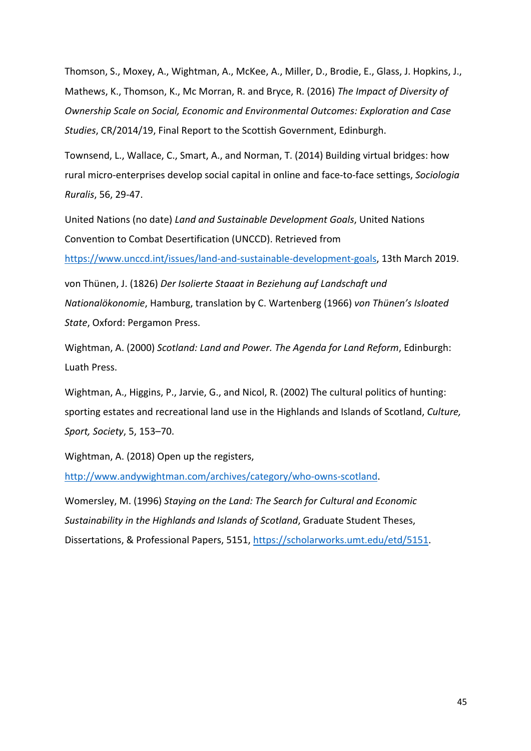Thomson, S., Moxey, A., Wightman, A., McKee, A., Miller, D., Brodie, E., Glass, J. Hopkins, J., Mathews, K., Thomson, K., Mc Morran, R. and Bryce, R. (2016) *The Impact of Diversity of Ownership Scale on Social, Economic and Environmental Outcomes: Exploration and Case Studies*, CR/2014/19, Final Report to the Scottish Government, Edinburgh.

Townsend, L., Wallace, C., Smart, A., and Norman, T. (2014) Building virtual bridges: how rural micro-enterprises develop social capital in online and face-to-face settings, *Sociologia Ruralis*, 56, 29-47.

United Nations (no date) *Land and Sustainable Development Goals*, United Nations Convention to Combat Desertification (UNCCD). Retrieved from https://www.unccd.int/issues/land-and-sustainable-development-goals, 13th March 2019.

von Thünen, J. (1826) *Der Isolierte Staaat in Beziehung auf Landschaft und Nationalökonomie*, Hamburg, translation by C. Wartenberg (1966) *von Thünen's Isloated State*, Oxford: Pergamon Press.

Wightman, A. (2000) *Scotland: Land and Power. The Agenda for Land Reform*, Edinburgh: Luath Press.

Wightman, A., Higgins, P., Jarvie, G., and Nicol, R. (2002) The cultural politics of hunting: sporting estates and recreational land use in the Highlands and Islands of Scotland, *Culture, Sport, Society*, 5, 153–70.

Wightman, A. (2018) Open up the registers, http://www.andywightman.com/archives/category/who-owns-scotland.

Womersley, M. (1996) *Staying on the Land: The Search for Cultural and Economic Sustainability in the Highlands and Islands of Scotland*, Graduate Student Theses, Dissertations, & Professional Papers, 5151, https://scholarworks.umt.edu/etd/5151.